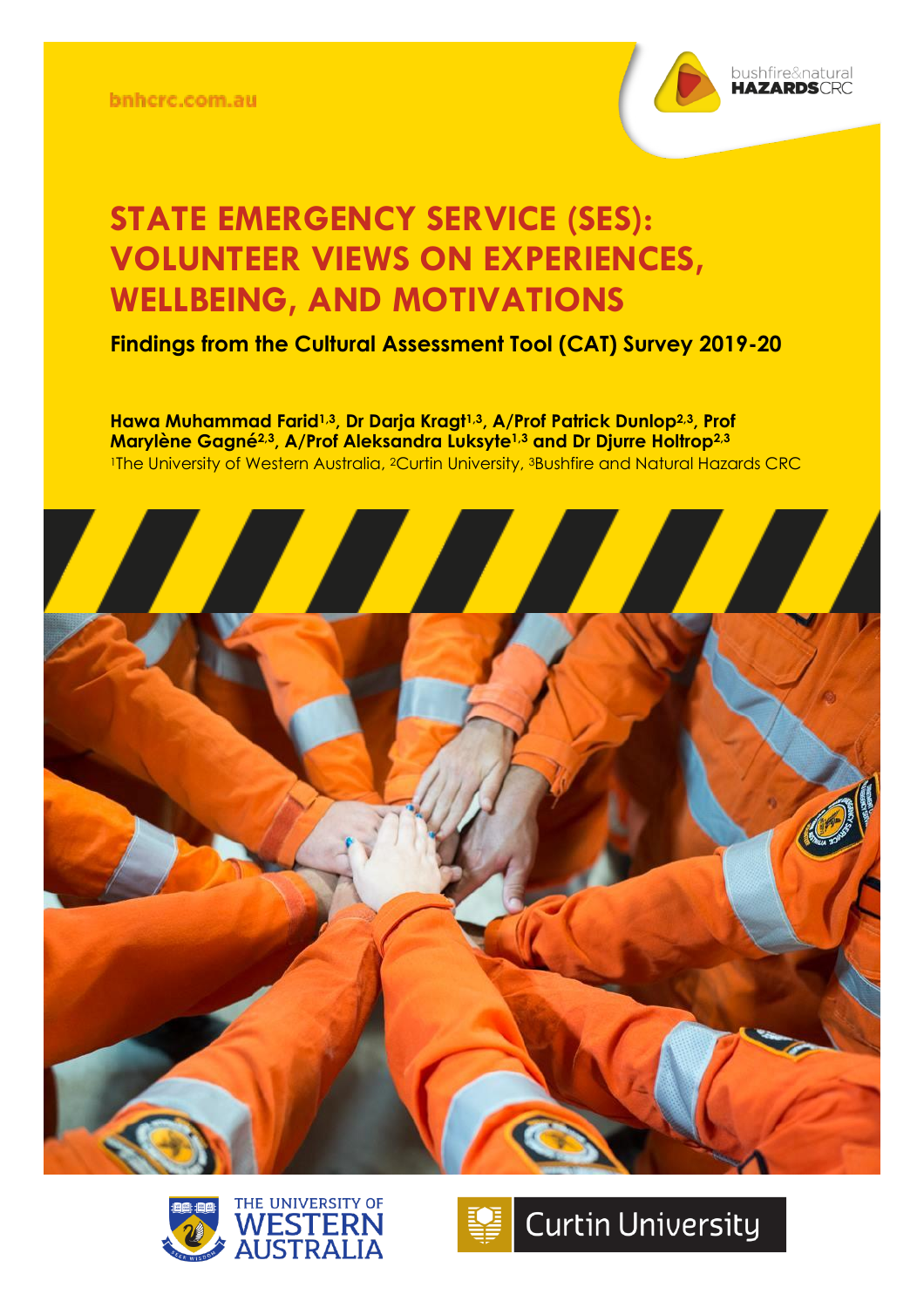bnhcrc.com.au

# STATE EMERGENCY SERVICE (SES): VOLUNTEER VIEWS ON EXPERIENCES, WELLBEING, AND MOTIVATIONS

**Findings from the Cultural Assessment Tool (CAT) Survey 2019-20**

**Hawa Muhammad Farid[1,3], Dr Darja Kragt[1,3], A/Prof Patrick Dunlop[2,3], Prof Marylène Gagné[2,3], A/Prof Aleksandra Luksyte[1,3] and Dr Djurre Holtrop[2,3]**

[1]The University of Western Australia, [2]Curtin University, [3]Bushfire and Natural Hazards CRC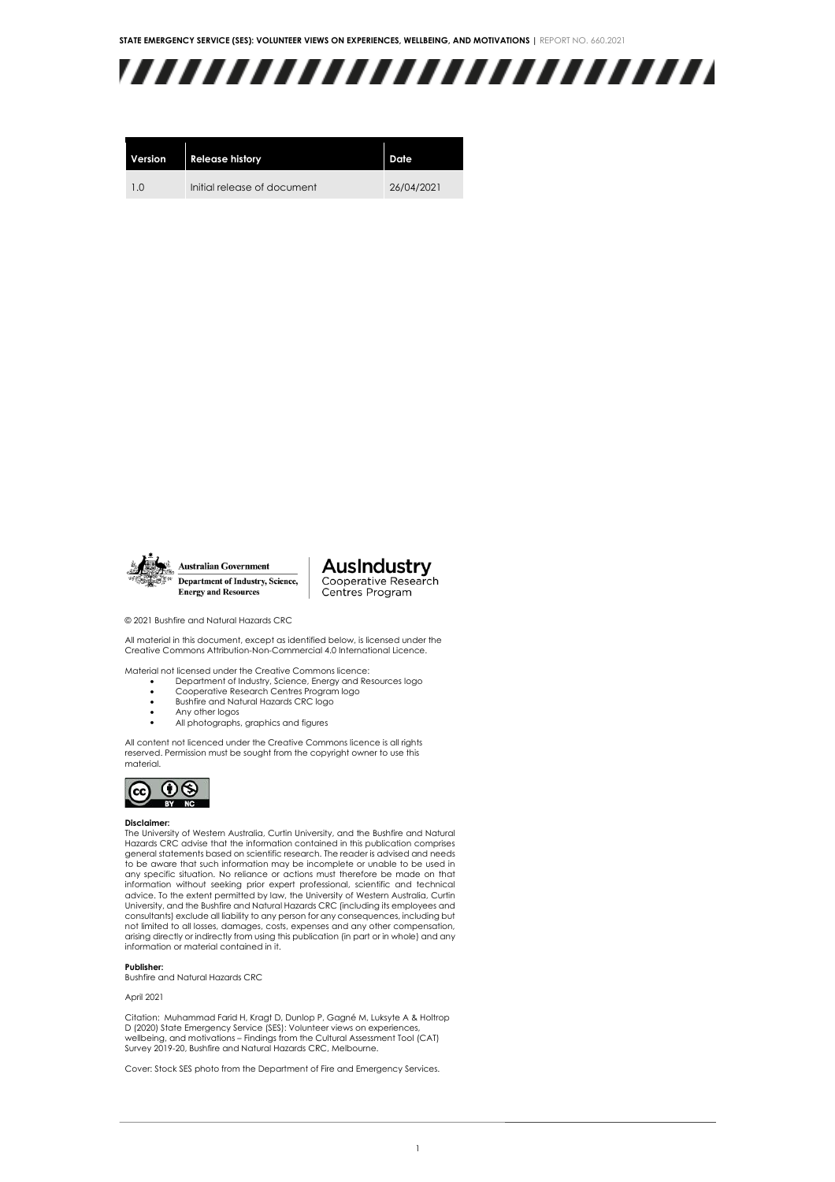| Version | Release history | Date |
| --- | --- | --- |
| 1.0 | Initial release of document | 26/04/2021 |

Australian Government
Department of Industry, Science, Energy and Resources

AusIndustry
Cooperative Research Centres Program

© 2021 Bushfire and Natural Hazards CRC

All material in this document, except as identified below, is licensed under the Creative Commons Attribution-Non-Commercial 4.0 International Licence.

Material not licensed under the Creative Commons licence:

- Department of Industry, Science, Energy and Resources logo
- Cooperative Research Centres Program logo
- Bushfire and Natural Hazards CRC logo
- Any other logos
- All photographs, graphics and figures

All content not licenced under the Creative Commons licence is all rights reserved. Permission must be sought from the copyright owner to use this material.

**Disclaimer:**
The University of Western Australia, Curtin University, and the Bushfire and Natural Hazards CRC advise that the information contained in this publication comprises general statements based on scientific research. The reader is advised and needs to be aware that such information may be incomplete or unable to be used in any specific situation. No reliance or actions must therefore be made on that information without seeking prior expert professional, scientific and technical advice. To the extent permitted by law, the University of Western Australia, Curtin University, and the Bushfire and Natural Hazards CRC (including its employees and consultants) exclude all liability to any person for any consequences, including but not limited to all losses, damages, costs, expenses and any other compensation, arising directly or indirectly from using this publication (in part or in whole) and any information or material contained in it.

**Publisher:**
Bushfire and Natural Hazards CRC

April 2021

Citation: Muhammad Farid H, Kragt D, Dunlop P, Gagné M, Luksyte A & Holtrop D (2020) State Emergency Service (SES): Volunteer views on experiences, wellbeing, and motivations – Findings from the Cultural Assessment Tool (CAT) Survey 2019-20, Bushfire and Natural Hazards CRC, Melbourne.

Cover: Stock SES photo from the Department of Fire and Emergency Services.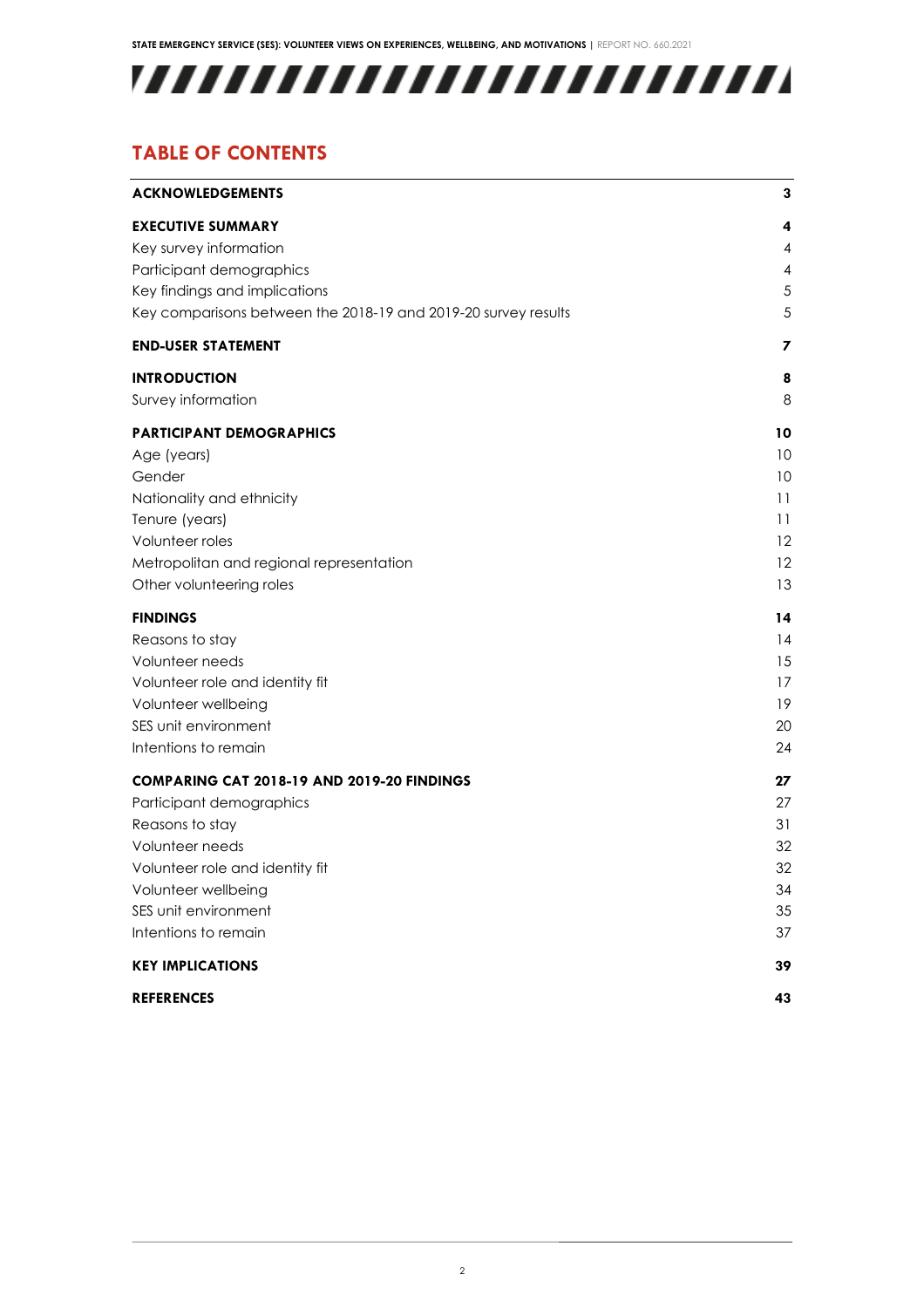# TABLE OF CONTENTS

| | |
|---|---|
| **ACKNOWLEDGEMENTS** | **3** |
| **EXECUTIVE SUMMARY** | **4** |
| Key survey information | 4 |
| Participant demographics | 4 |
| Key findings and implications | 5 |
| Key comparisons between the 2018-19 and 2019-20 survey results | 5 |
| **END-USER STATEMENT** | **7** |
| **INTRODUCTION** | **8** |
| Survey information | 8 |
| **PARTICIPANT DEMOGRAPHICS** | **10** |
| Age (years) | 10 |
| Gender | 10 |
| Nationality and ethnicity | 11 |
| Tenure (years) | 11 |
| Volunteer roles | 12 |
| Metropolitan and regional representation | 12 |
| Other volunteering roles | 13 |
| **FINDINGS** | **14** |
| Reasons to stay | 14 |
| Volunteer needs | 15 |
| Volunteer role and identity fit | 17 |
| Volunteer wellbeing | 19 |
| SES unit environment | 20 |
| Intentions to remain | 24 |
| **COMPARING CAT 2018-19 AND 2019-20 FINDINGS** | **27** |
| Participant demographics | 27 |
| Reasons to stay | 31 |
| Volunteer needs | 32 |
| Volunteer role and identity fit | 32 |
| Volunteer wellbeing | 34 |
| SES unit environment | 35 |
| Intentions to remain | 37 |
| **KEY IMPLICATIONS** | **39** |
| **REFERENCES** | **43** |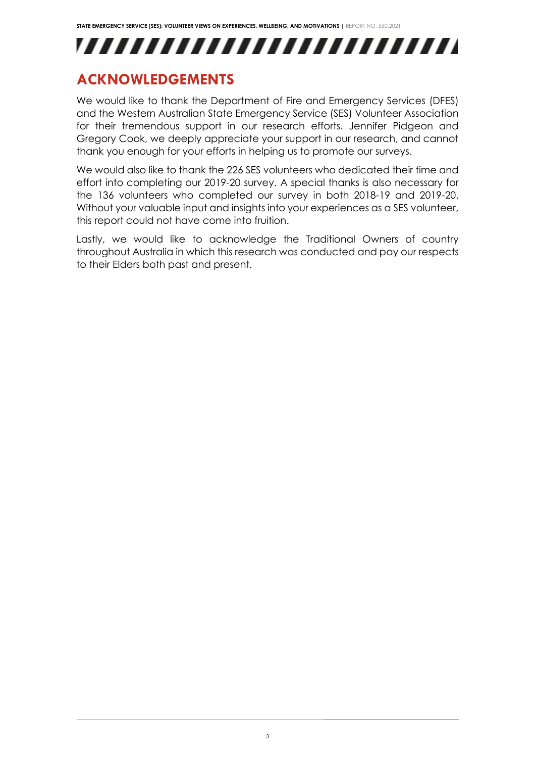## ACKNOWLEDGEMENTS

We would like to thank the Department of Fire and Emergency Services (DFES) and the Western Australian State Emergency Service (SES) Volunteer Association for their tremendous support in our research efforts. Jennifer Pidgeon and Gregory Cook, we deeply appreciate your support in our research, and cannot thank you enough for your efforts in helping us to promote our surveys.

We would also like to thank the 226 SES volunteers who dedicated their time and effort into completing our 2019-20 survey. A special thanks is also necessary for the 136 volunteers who completed our survey in both 2018-19 and 2019-20. Without your valuable input and insights into your experiences as a SES volunteer, this report could not have come into fruition.

Lastly, we would like to acknowledge the Traditional Owners of country throughout Australia in which this research was conducted and pay our respects to their Elders both past and present.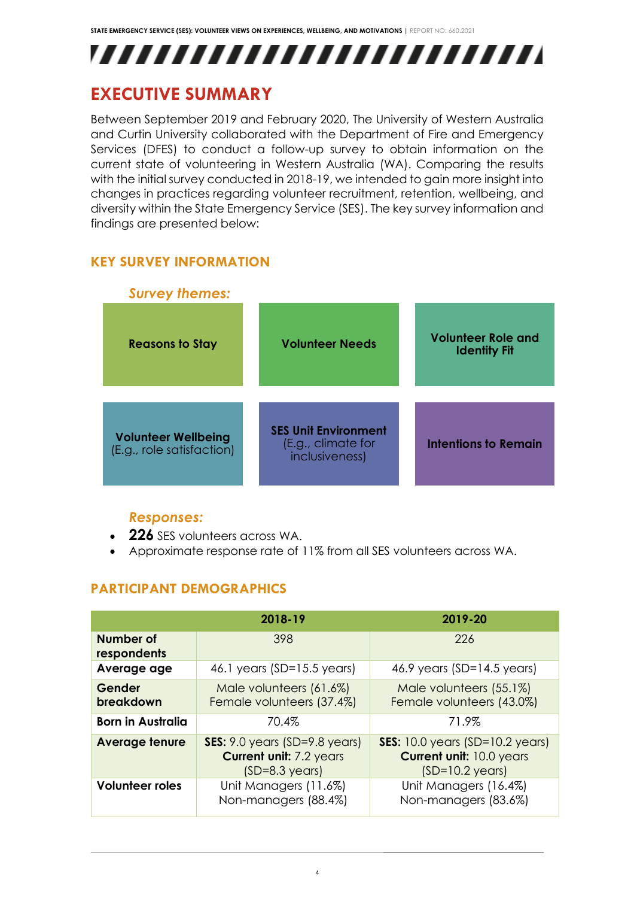# EXECUTIVE SUMMARY

Between September 2019 and February 2020, The University of Western Australia and Curtin University collaborated with the Department of Fire and Emergency Services (DFES) to conduct a follow-up survey to obtain information on the current state of volunteering in Western Australia (WA). Comparing the results with the initial survey conducted in 2018-19, we intended to gain more insight into changes in practices regarding volunteer recruitment, retention, wellbeing, and diversity within the State Emergency Service (SES). The key survey information and findings are presented below:

## KEY SURVEY INFORMATION

*Survey themes:*

- **Reasons to Stay**
- **Volunteer Needs**
- **Volunteer Role and Identity Fit**
- **Volunteer Wellbeing** (E.g., role satisfaction)
- **SES Unit Environment** (E.g., climate for inclusiveness)
- **Intentions to Remain**

*Responses:*

- **226** SES volunteers across WA.
- Approximate response rate of 11% from all SES volunteers across WA.

## PARTICIPANT DEMOGRAPHICS

| | 2018-19 | 2019-20 |
|---|---|---|
| **Number of respondents** | 398 | 226 |
| **Average age** | 46.1 years (SD=15.5 years) | 46.9 years (SD=14.5 years) |
| **Gender breakdown** | Male volunteers (61.6%) Female volunteers (37.4%) | Male volunteers (55.1%) Female volunteers (43.0%) |
| **Born in Australia** | 70.4% | 71.9% |
| **Average tenure** | **SES:** 9.0 years (SD=9.8 years) **Current unit:** 7.2 years (SD=8.3 years) | **SES:** 10.0 years (SD=10.2 years) **Current unit:** 10.0 years (SD=10.2 years) |
| **Volunteer roles** | Unit Managers (11.6%) Non-managers (88.4%) | Unit Managers (16.4%) Non-managers (83.6%) |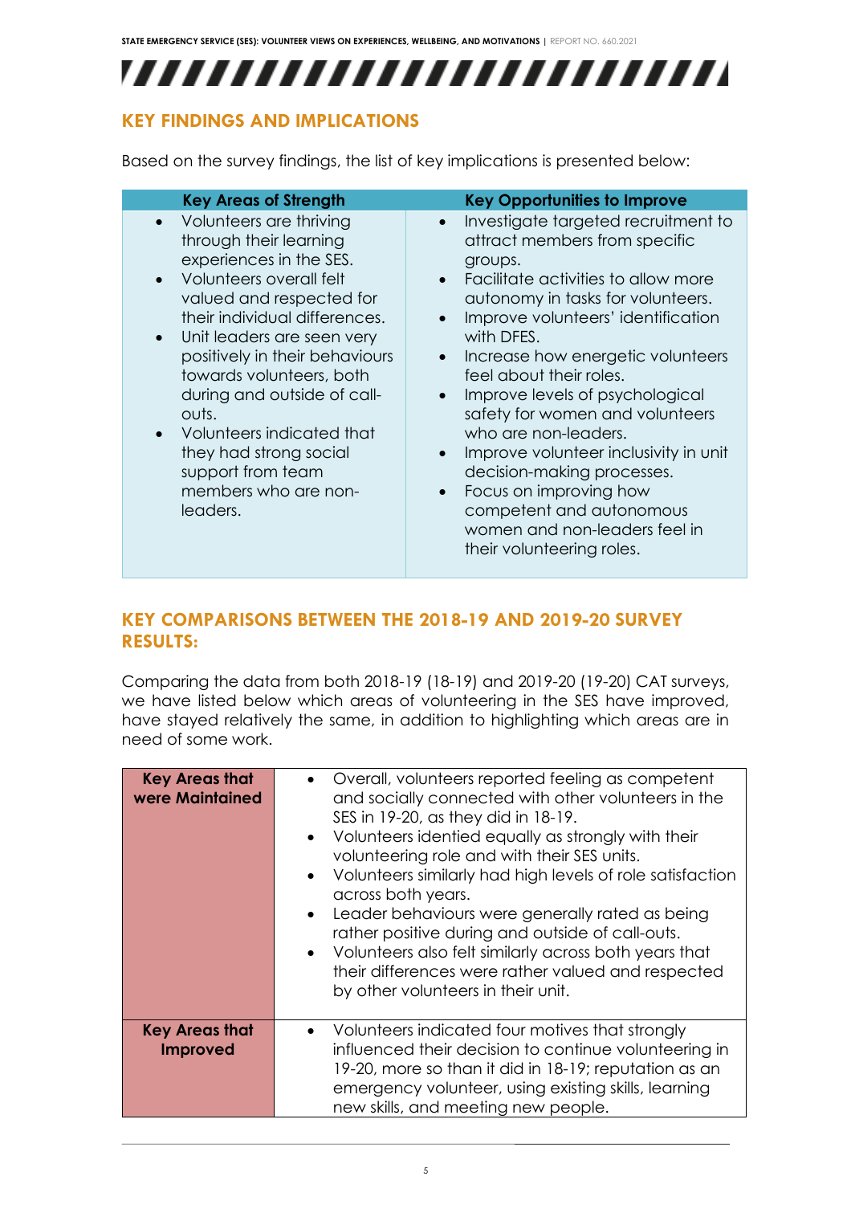## KEY FINDINGS AND IMPLICATIONS

Based on the survey findings, the list of key implications is presented below:

| Key Areas of Strength | Key Opportunities to Improve |
|---|---|
| • Volunteers are thriving through their learning experiences in the SES.<br>• Volunteers overall felt valued and respected for their individual differences.<br>• Unit leaders are seen very positively in their behaviours towards volunteers, both during and outside of call-outs.<br>• Volunteers indicated that they had strong social support from team members who are non-leaders. | • Investigate targeted recruitment to attract members from specific groups.<br>• Facilitate activities to allow more autonomy in tasks for volunteers.<br>• Improve volunteers' identification with DFES.<br>• Increase how energetic volunteers feel about their roles.<br>• Improve levels of psychological safety for women and volunteers who are non-leaders.<br>• Improve volunteer inclusivity in unit decision-making processes.<br>• Focus on improving how competent and autonomous women and non-leaders feel in their volunteering roles. |

## KEY COMPARISONS BETWEEN THE 2018-19 AND 2019-20 SURVEY RESULTS:

Comparing the data from both 2018-19 (18-19) and 2019-20 (19-20) CAT surveys, we have listed below which areas of volunteering in the SES have improved, have stayed relatively the same, in addition to highlighting which areas are in need of some work.

| | |
|---|---|
| **Key Areas that were Maintained** | • Overall, volunteers reported feeling as competent and socially connected with other volunteers in the SES in 19-20, as they did in 18-19.<br>• Volunteers identied equally as strongly with their volunteering role and with their SES units.<br>• Volunteers similarly had high levels of role satisfaction across both years.<br>• Leader behaviours were generally rated as being rather positive during and outside of call-outs.<br>• Volunteers also felt similarly across both years that their differences were rather valued and respected by other volunteers in their unit. |
| **Key Areas that Improved** | • Volunteers indicated four motives that strongly influenced their decision to continue volunteering in 19-20, more so than it did in 18-19; reputation as an emergency volunteer, using existing skills, learning new skills, and meeting new people. |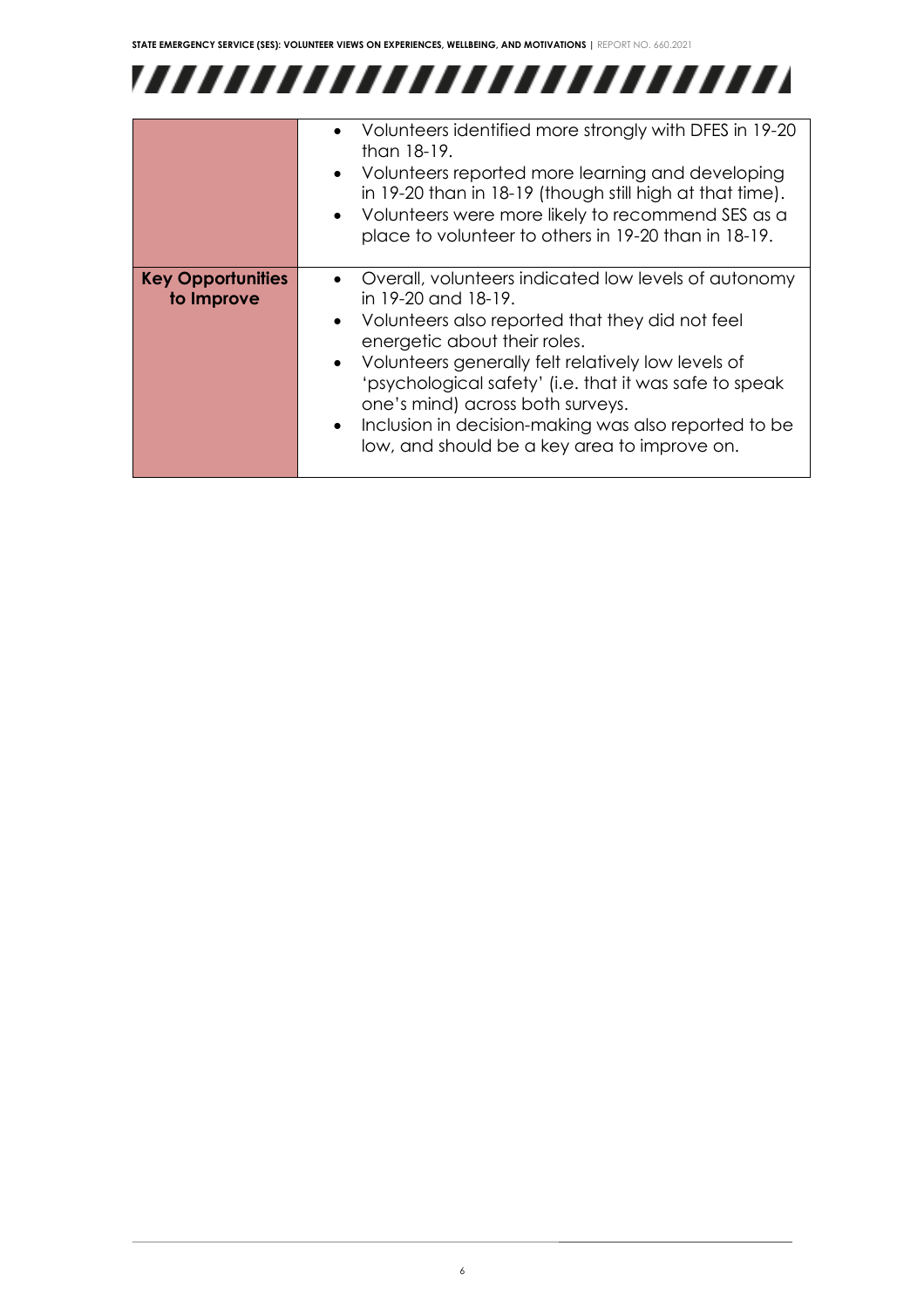| | |
|---|---|
| | • Volunteers identified more strongly with DFES in 19-20 than 18-19.<br>• Volunteers reported more learning and developing in 19-20 than in 18-19 (though still high at that time).<br>• Volunteers were more likely to recommend SES as a place to volunteer to others in 19-20 than in 18-19. |
| **Key Opportunities to Improve** | • Overall, volunteers indicated low levels of autonomy in 19-20 and 18-19.<br>• Volunteers also reported that they did not feel energetic about their roles.<br>• Volunteers generally felt relatively low levels of 'psychological safety' (i.e. that it was safe to speak one's mind) across both surveys.<br>• Inclusion in decision-making was also reported to be low, and should be a key area to improve on. |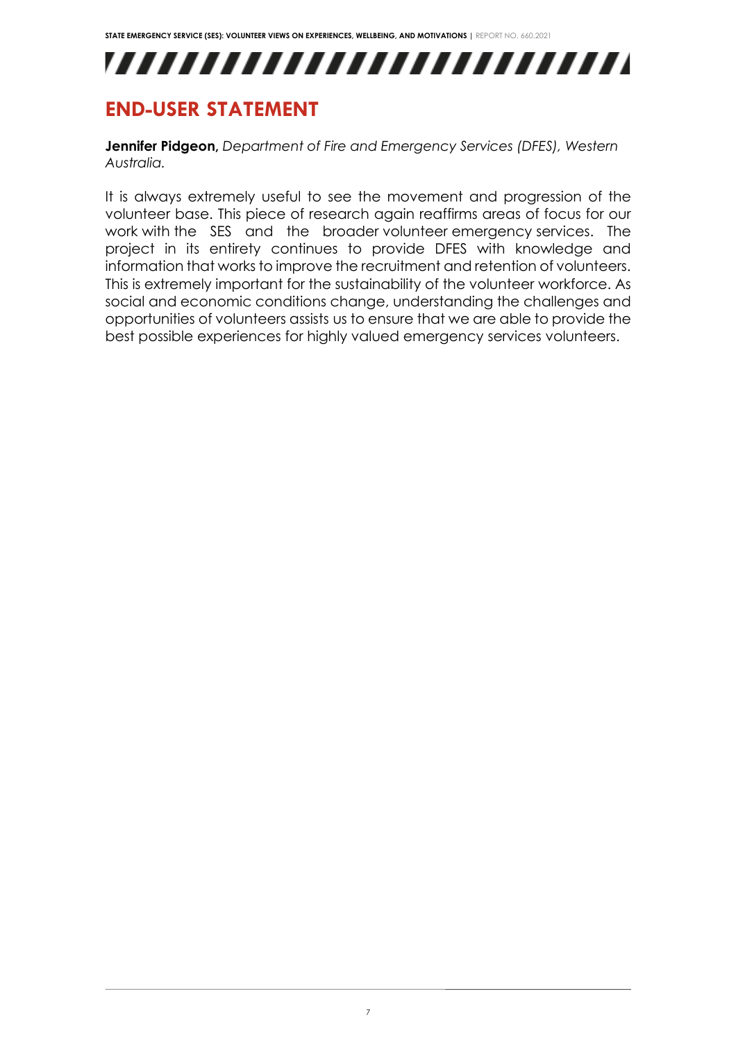# END-USER STATEMENT

**Jennifer Pidgeon,** *Department of Fire and Emergency Services (DFES), Western Australia.*

It is always extremely useful to see the movement and progression of the volunteer base. This piece of research again reaffirms areas of focus for our work with the SES and the broader volunteer emergency services. The project in its entirety continues to provide DFES with knowledge and information that works to improve the recruitment and retention of volunteers. This is extremely important for the sustainability of the volunteer workforce. As social and economic conditions change, understanding the challenges and opportunities of volunteers assists us to ensure that we are able to provide the best possible experiences for highly valued emergency services volunteers.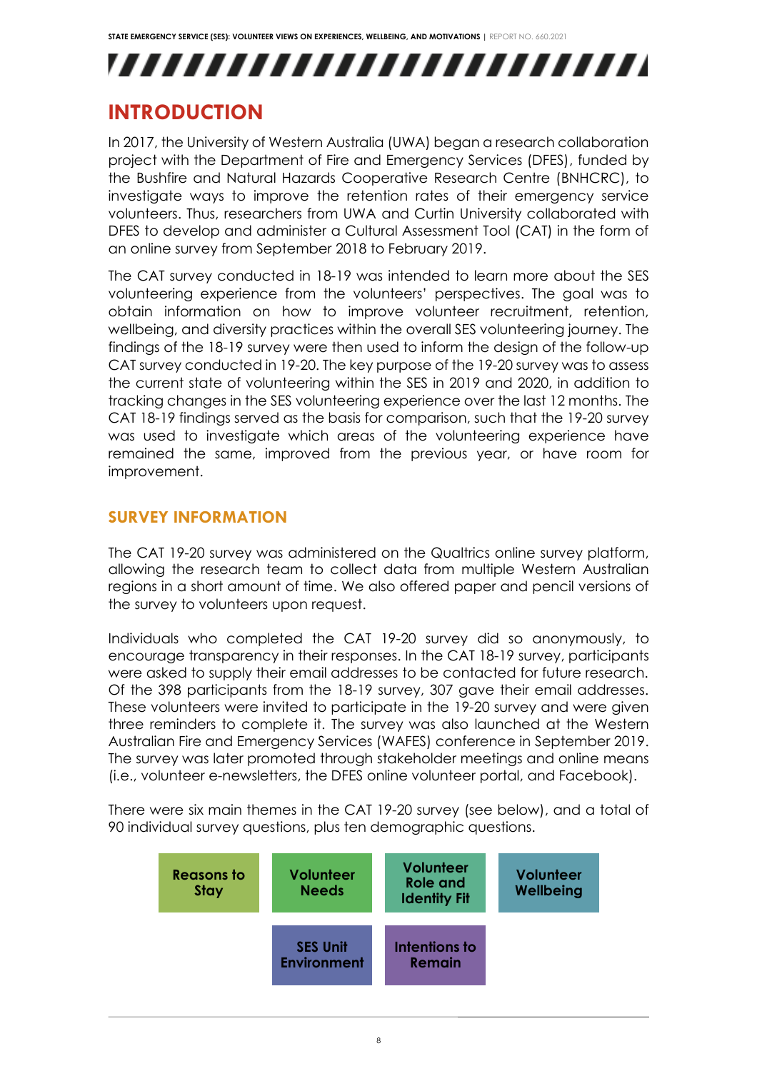# INTRODUCTION

In 2017, the University of Western Australia (UWA) began a research collaboration project with the Department of Fire and Emergency Services (DFES), funded by the Bushfire and Natural Hazards Cooperative Research Centre (BNHCRC), to investigate ways to improve the retention rates of their emergency service volunteers. Thus, researchers from UWA and Curtin University collaborated with DFES to develop and administer a Cultural Assessment Tool (CAT) in the form of an online survey from September 2018 to February 2019.

The CAT survey conducted in 18-19 was intended to learn more about the SES volunteering experience from the volunteers' perspectives. The goal was to obtain information on how to improve volunteer recruitment, retention, wellbeing, and diversity practices within the overall SES volunteering journey. The findings of the 18-19 survey were then used to inform the design of the follow-up CAT survey conducted in 19-20. The key purpose of the 19-20 survey was to assess the current state of volunteering within the SES in 2019 and 2020, in addition to tracking changes in the SES volunteering experience over the last 12 months. The CAT 18-19 findings served as the basis for comparison, such that the 19-20 survey was used to investigate which areas of the volunteering experience have remained the same, improved from the previous year, or have room for improvement.

## SURVEY INFORMATION

The CAT 19-20 survey was administered on the Qualtrics online survey platform, allowing the research team to collect data from multiple Western Australian regions in a short amount of time. We also offered paper and pencil versions of the survey to volunteers upon request.

Individuals who completed the CAT 19-20 survey did so anonymously, to encourage transparency in their responses. In the CAT 18-19 survey, participants were asked to supply their email addresses to be contacted for future research. Of the 398 participants from the 18-19 survey, 307 gave their email addresses. These volunteers were invited to participate in the 19-20 survey and were given three reminders to complete it. The survey was also launched at the Western Australian Fire and Emergency Services (WAFES) conference in September 2019. The survey was later promoted through stakeholder meetings and online means (i.e., volunteer e-newsletters, the DFES online volunteer portal, and Facebook).

There were six main themes in the CAT 19-20 survey (see below), and a total of 90 individual survey questions, plus ten demographic questions.

- Reasons to Stay
- Volunteer Needs
- Volunteer Role and Identity Fit
- Volunteer Wellbeing
- SES Unit Environment
- Intentions to Remain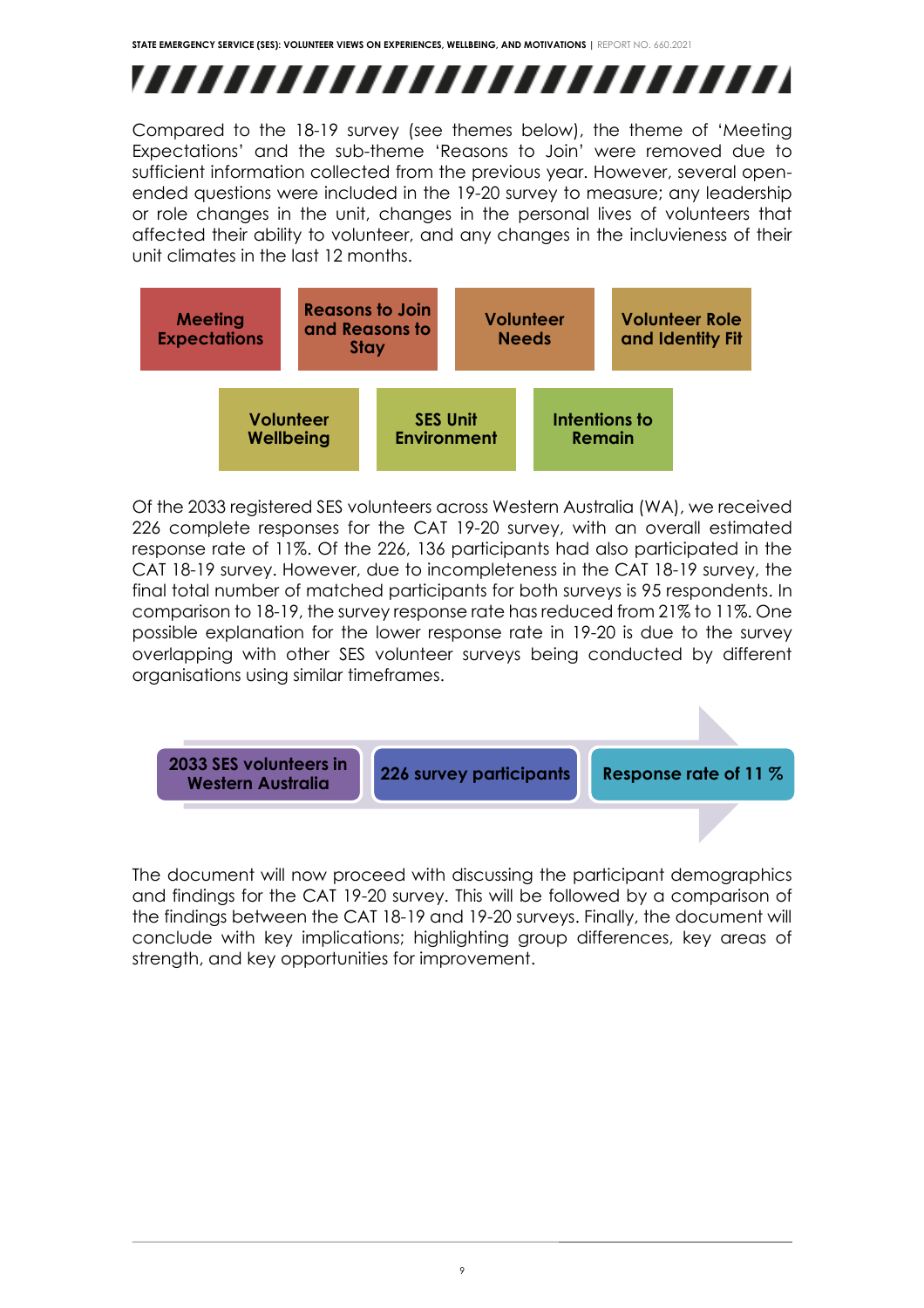Compared to the 18-19 survey (see themes below), the theme of 'Meeting Expectations' and the sub-theme 'Reasons to Join' were removed due to sufficient information collected from the previous year. However, several open-ended questions were included in the 19-20 survey to measure; any leadership or role changes in the unit, changes in the personal lives of volunteers that affected their ability to volunteer, and any changes in the incluvieness of their unit climates in the last 12 months.

- **Meeting Expectations**
- **Reasons to Join and Reasons to Stay**
- **Volunteer Needs**
- **Volunteer Role and Identity Fit**
- **Volunteer Wellbeing**
- **SES Unit Environment**
- **Intentions to Remain**

Of the 2033 registered SES volunteers across Western Australia (WA), we received 226 complete responses for the CAT 19-20 survey, with an overall estimated response rate of 11%. Of the 226, 136 participants had also participated in the CAT 18-19 survey. However, due to incompleteness in the CAT 18-19 survey, the final total number of matched participants for both surveys is 95 respondents. In comparison to 18-19, the survey response rate has reduced from 21% to 11%. One possible explanation for the lower response rate in 19-20 is due to the survey overlapping with other SES volunteer surveys being conducted by different organisations using similar timeframes.

**2033 SES volunteers in Western Australia** → **226 survey participants** → **Response rate of 11 %**

The document will now proceed with discussing the participant demographics and findings for the CAT 19-20 survey. This will be followed by a comparison of the findings between the CAT 18-19 and 19-20 surveys. Finally, the document will conclude with key implications; highlighting group differences, key areas of strength, and key opportunities for improvement.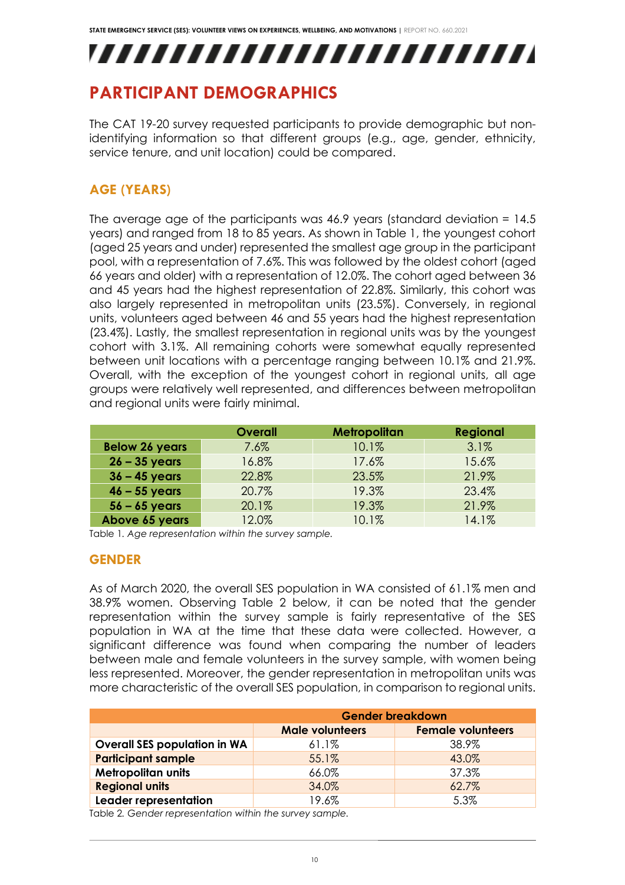# PARTICIPANT DEMOGRAPHICS

The CAT 19-20 survey requested participants to provide demographic but non-identifying information so that different groups (e.g., age, gender, ethnicity, service tenure, and unit location) could be compared.

## AGE (YEARS)

The average age of the participants was 46.9 years (standard deviation = 14.5 years) and ranged from 18 to 85 years. As shown in Table 1, the youngest cohort (aged 25 years and under) represented the smallest age group in the participant pool, with a representation of 7.6%. This was followed by the oldest cohort (aged 66 years and older) with a representation of 12.0%. The cohort aged between 36 and 45 years had the highest representation of 22.8%. Similarly, this cohort was also largely represented in metropolitan units (23.5%). Conversely, in regional units, volunteers aged between 46 and 55 years had the highest representation (23.4%). Lastly, the smallest representation in regional units was by the youngest cohort with 3.1%. All remaining cohorts were somewhat equally represented between unit locations with a percentage ranging between 10.1% and 21.9%. Overall, with the exception of the youngest cohort in regional units, all age groups were relatively well represented, and differences between metropolitan and regional units were fairly minimal.

| | Overall | Metropolitan | Regional |
|---|---|---|---|
| **Below 26 years** | 7.6% | 10.1% | 3.1% |
| **26 – 35 years** | 16.8% | 17.6% | 15.6% |
| **36 – 45 years** | 22.8% | 23.5% | 21.9% |
| **46 – 55 years** | 20.7% | 19.3% | 23.4% |
| **56 – 65 years** | 20.1% | 19.3% | 21.9% |
| **Above 65 years** | 12.0% | 10.1% | 14.1% |

Table 1. *Age representation within the survey sample.*

## GENDER

As of March 2020, the overall SES population in WA consisted of 61.1% men and 38.9% women. Observing Table 2 below, it can be noted that the gender representation within the survey sample is fairly representative of the SES population in WA at the time that these data were collected. However, a significant difference was found when comparing the number of leaders between male and female volunteers in the survey sample, with women being less represented. Moreover, the gender representation in metropolitan units was more characteristic of the overall SES population, in comparison to regional units.

| | Gender breakdown | |
|---|---|---|
| | **Male volunteers** | **Female volunteers** |
| **Overall SES population in WA** | 61.1% | 38.9% |
| **Participant sample** | 55.1% | 43.0% |
| **Metropolitan units** | 66.0% | 37.3% |
| **Regional units** | 34.0% | 62.7% |
| **Leader representation** | 19.6% | 5.3% |

Table 2. *Gender representation within the survey sample.*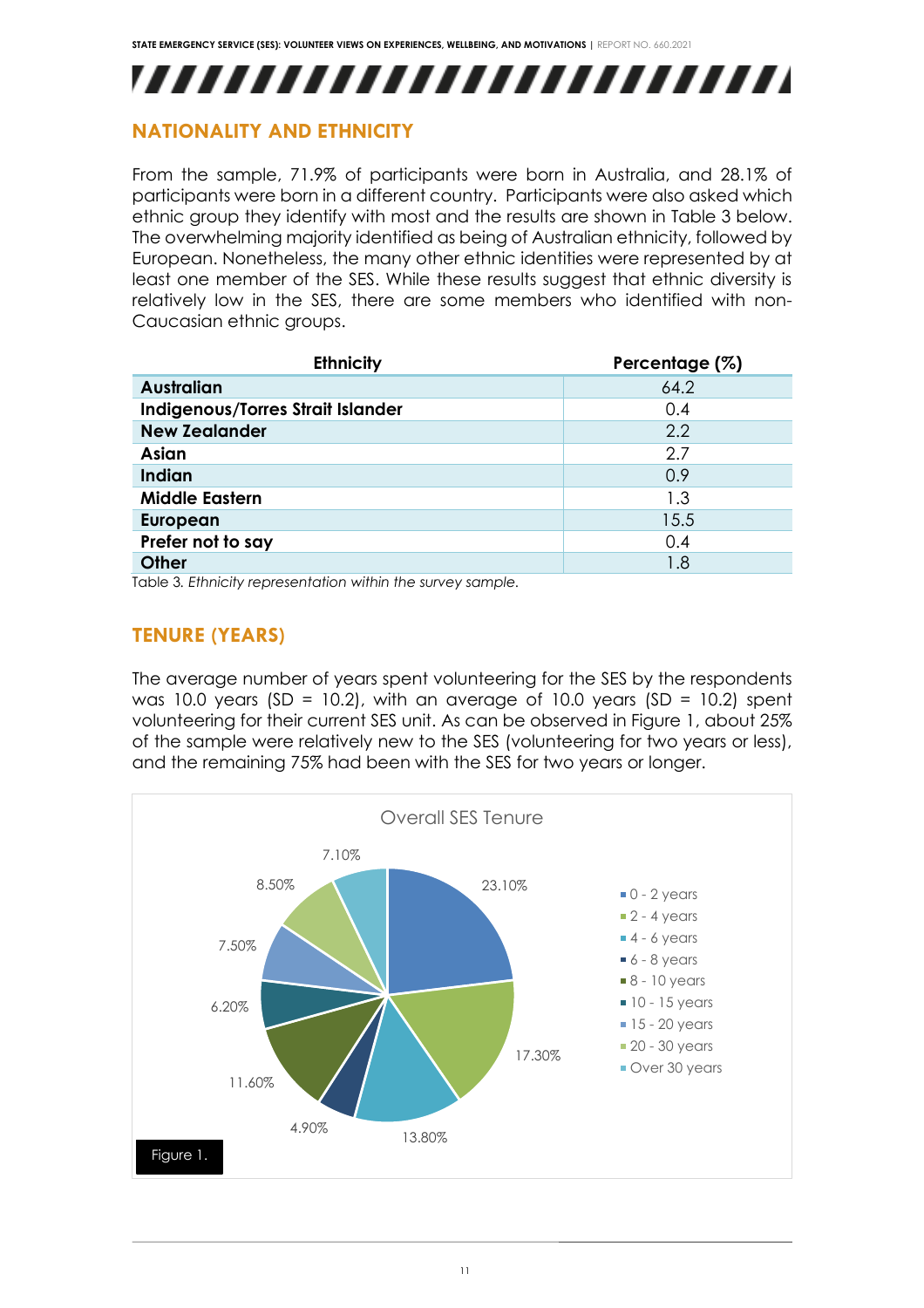## NATIONALITY AND ETHNICITY

From the sample, 71.9% of participants were born in Australia, and 28.1% of participants were born in a different country. Participants were also asked which ethnic group they identify with most and the results are shown in Table 3 below. The overwhelming majority identified as being of Australian ethnicity, followed by European. Nonetheless, the many other ethnic identities were represented by at least one member of the SES. While these results suggest that ethnic diversity is relatively low in the SES, there are some members who identified with non-Caucasian ethnic groups.

| Ethnicity | Percentage (%) |
|---|---|
| **Australian** | 64.2 |
| **Indigenous/Torres Strait Islander** | 0.4 |
| **New Zealander** | 2.2 |
| **Asian** | 2.7 |
| **Indian** | 0.9 |
| **Middle Eastern** | 1.3 |
| **European** | 15.5 |
| **Prefer not to say** | 0.4 |
| **Other** | 1.8 |

Table 3. *Ethnicity representation within the survey sample.*

## TENURE (YEARS)

The average number of years spent volunteering for the SES by the respondents was 10.0 years (SD = 10.2), with an average of 10.0 years (SD = 10.2) spent volunteering for their current SES unit. As can be observed in Figure 1, about 25% of the sample were relatively new to the SES (volunteering for two years or less), and the remaining 75% had been with the SES for two years or longer.

Overall SES Tenure

| Tenure | Percentage |
|---|---|
| 0 - 2 years | 23.10% |
| 2 - 4 years | 17.30% |
| 4 - 6 years | 13.80% |
| 6 - 8 years | 4.90% |
| 8 - 10 years | 11.60% |
| 10 - 15 years | 6.20% |
| 15 - 20 years | 7.50% |
| 20 - 30 years | 8.50% |
| Over 30 years | 7.10% |

Figure 1.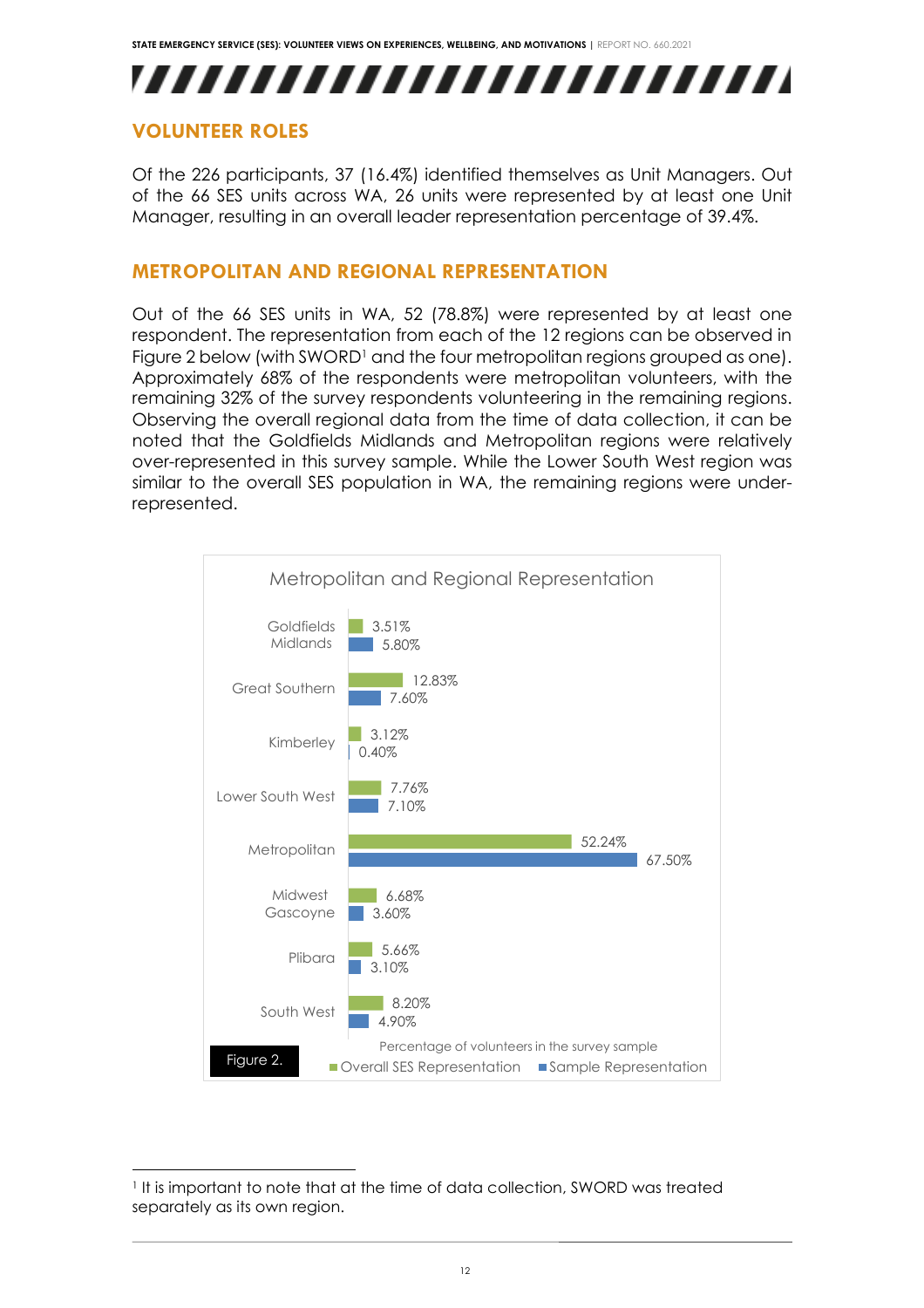## VOLUNTEER ROLES

Of the 226 participants, 37 (16.4%) identified themselves as Unit Managers. Out of the 66 SES units across WA, 26 units were represented by at least one Unit Manager, resulting in an overall leader representation percentage of 39.4%.

## METROPOLITAN AND REGIONAL REPRESENTATION

Out of the 66 SES units in WA, 52 (78.8%) were represented by at least one respondent. The representation from each of the 12 regions can be observed in Figure 2 below (with SWORD[1] and the four metropolitan regions grouped as one). Approximately 68% of the respondents were metropolitan volunteers, with the remaining 32% of the survey respondents volunteering in the remaining regions. Observing the overall regional data from the time of data collection, it can be noted that the Goldfields Midlands and Metropolitan regions were relatively over-represented in this survey sample. While the Lower South West region was similar to the overall SES population in WA, the remaining regions were under-represented.

**Metropolitan and Regional Representation**

| Region | Overall SES Representation | Sample Representation |
|---|---|---|
| Goldfields Midlands | 3.51% | 5.80% |
| Great Southern | 12.83% | 7.60% |
| Kimberley | 3.12% | 0.40% |
| Lower South West | 7.76% | 7.10% |
| Metropolitan | 52.24% | 67.50% |
| Midwest Gascoyne | 6.68% | 3.60% |
| Plibara | 5.66% | 3.10% |
| South West | 8.20% | 4.90% |

Percentage of volunteers in the survey sample

Figure 2.

[1] It is important to note that at the time of data collection, SWORD was treated separately as its own region.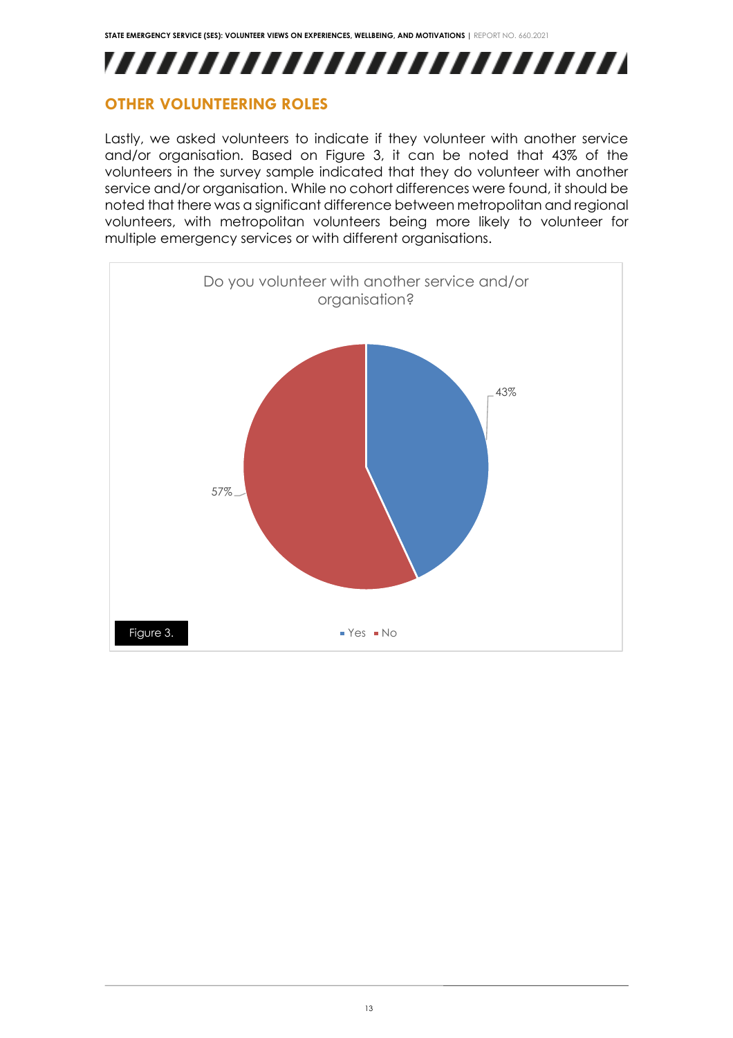## OTHER VOLUNTEERING ROLES

Lastly, we asked volunteers to indicate if they volunteer with another service and/or organisation. Based on Figure 3, it can be noted that 43% of the volunteers in the survey sample indicated that they do volunteer with another service and/or organisation. While no cohort differences were found, it should be noted that there was a significant difference between metropolitan and regional volunteers, with metropolitan volunteers being more likely to volunteer for multiple emergency services or with different organisations.

Do you volunteer with another service and/or organisation?

| Response | Percentage |
|---|---|
| Yes | 43% |
| No | 57% |

Figure 3.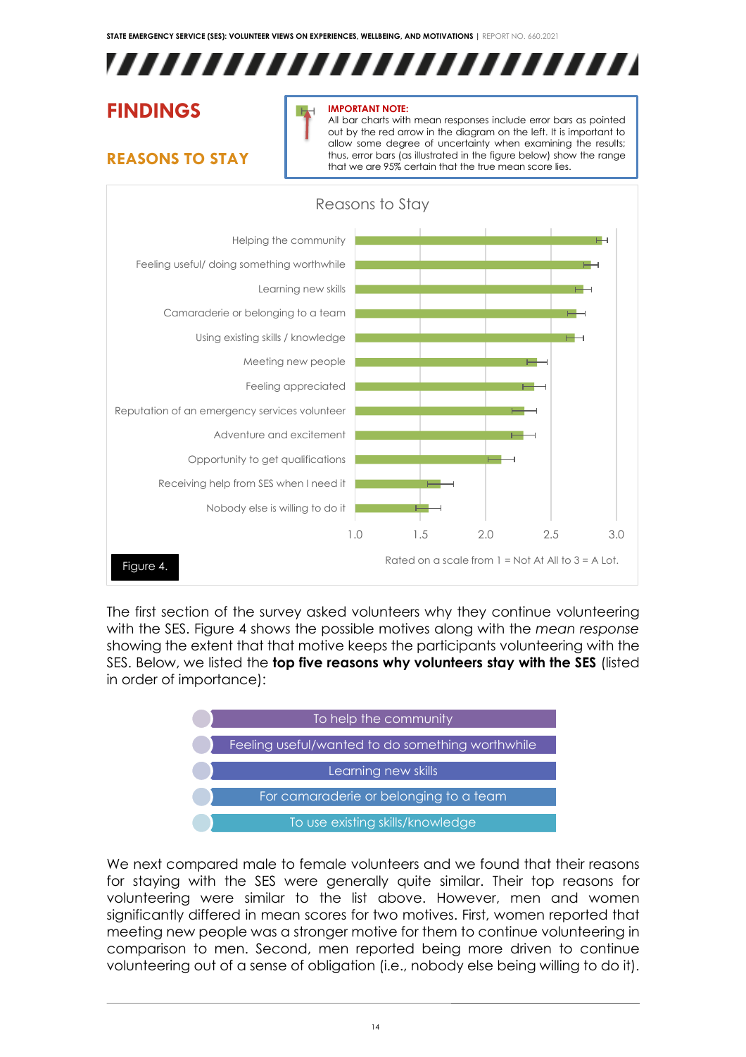# FINDINGS

## REASONS TO STAY

> **IMPORTANT NOTE:**
> All bar charts with mean responses include error bars as pointed out by the red arrow in the diagram on the left. It is important to allow some degree of uncertainty when examining the results; thus, error bars (as illustrated in the figure below) show the range that we are 95% certain that the true mean score lies.

**Reasons to Stay**

- Helping the community
- Feeling useful/ doing something worthwhile
- Learning new skills
- Camaraderie or belonging to a team
- Using existing skills / knowledge
- Meeting new people
- Feeling appreciated
- Reputation of an emergency services volunteer
- Adventure and excitement
- Opportunity to get qualifications
- Receiving help from SES when I need it
- Nobody else is willing to do it

Rated on a scale from 1 = Not At All to 3 = A Lot.

Figure 4.

The first section of the survey asked volunteers why they continue volunteering with the SES. Figure 4 shows the possible motives along with the *mean response* showing the extent that that motive keeps the participants volunteering with the SES. Below, we listed the **top five reasons why volunteers stay with the SES** (listed in order of importance):

1. To help the community
2. Feeling useful/wanted to do something worthwhile
3. Learning new skills
4. For camaraderie or belonging to a team
5. To use existing skills/knowledge

We next compared male to female volunteers and we found that their reasons for staying with the SES were generally quite similar. Their top reasons for volunteering were similar to the list above. However, men and women significantly differed in mean scores for two motives. First, women reported that meeting new people was a stronger motive for them to continue volunteering in comparison to men. Second, men reported being more driven to continue volunteering out of a sense of obligation (i.e., nobody else being willing to do it).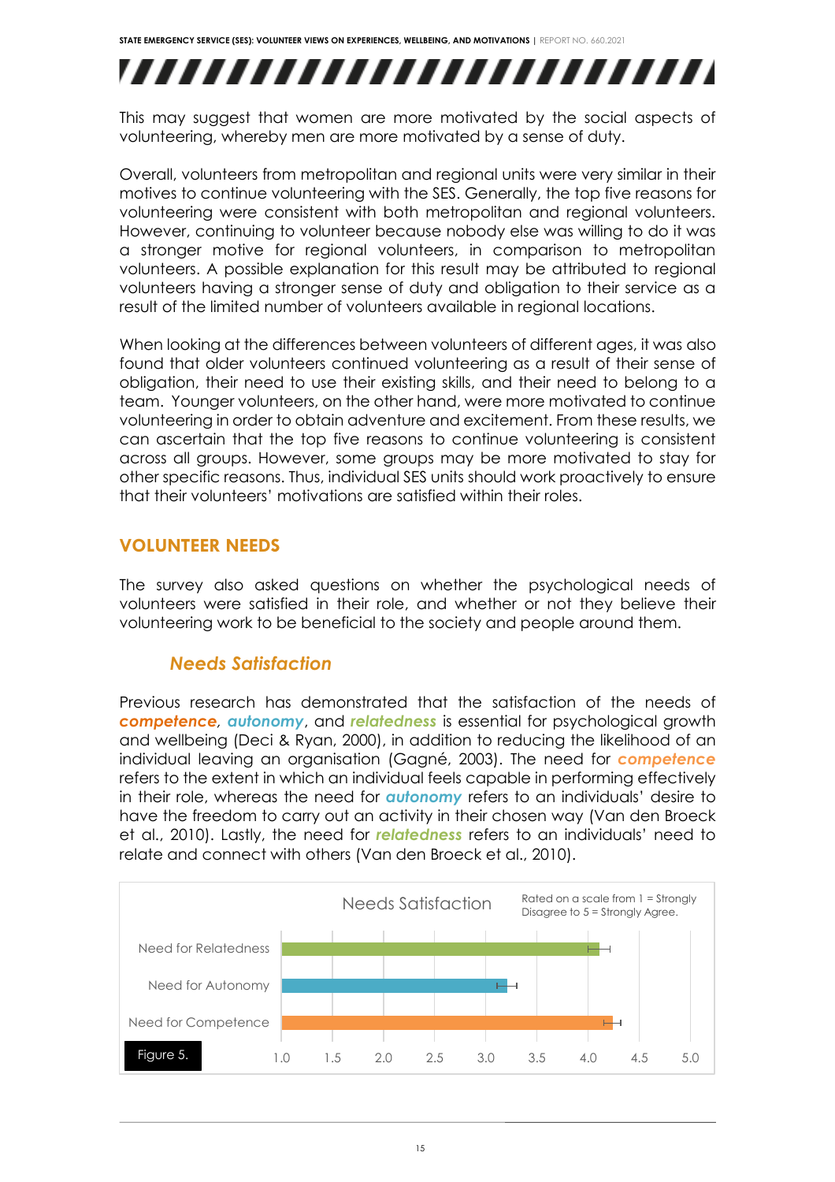This may suggest that women are more motivated by the social aspects of volunteering, whereby men are more motivated by a sense of duty.

Overall, volunteers from metropolitan and regional units were very similar in their motives to continue volunteering with the SES. Generally, the top five reasons for volunteering were consistent with both metropolitan and regional volunteers. However, continuing to volunteer because nobody else was willing to do it was a stronger motive for regional volunteers, in comparison to metropolitan volunteers. A possible explanation for this result may be attributed to regional volunteers having a stronger sense of duty and obligation to their service as a result of the limited number of volunteers available in regional locations.

When looking at the differences between volunteers of different ages, it was also found that older volunteers continued volunteering as a result of their sense of obligation, their need to use their existing skills, and their need to belong to a team. Younger volunteers, on the other hand, were more motivated to continue volunteering in order to obtain adventure and excitement. From these results, we can ascertain that the top five reasons to continue volunteering is consistent across all groups. However, some groups may be more motivated to stay for other specific reasons. Thus, individual SES units should work proactively to ensure that their volunteers' motivations are satisfied within their roles.

## VOLUNTEER NEEDS

The survey also asked questions on whether the psychological needs of volunteers were satisfied in their role, and whether or not they believe their volunteering work to be beneficial to the society and people around them.

### *Needs Satisfaction*

Previous research has demonstrated that the satisfaction of the needs of ***competence***, ***autonomy***, and ***relatedness*** is essential for psychological growth and wellbeing (Deci & Ryan, 2000), in addition to reducing the likelihood of an individual leaving an organisation (Gagné, 2003). The need for ***competence*** refers to the extent in which an individual feels capable in performing effectively in their role, whereas the need for ***autonomy*** refers to an individuals' desire to have the freedom to carry out an activity in their chosen way (Van den Broeck et al., 2010). Lastly, the need for ***relatedness*** refers to an individuals' need to relate and connect with others (Van den Broeck et al., 2010).

Needs Satisfaction

Rated on a scale from 1 = Strongly Disagree to 5 = Strongly Agree.

Need for Relatedness

Need for Autonomy

Need for Competence

1.0 1.5 2.0 2.5 3.0 3.5 4.0 4.5 5.0

Figure 5.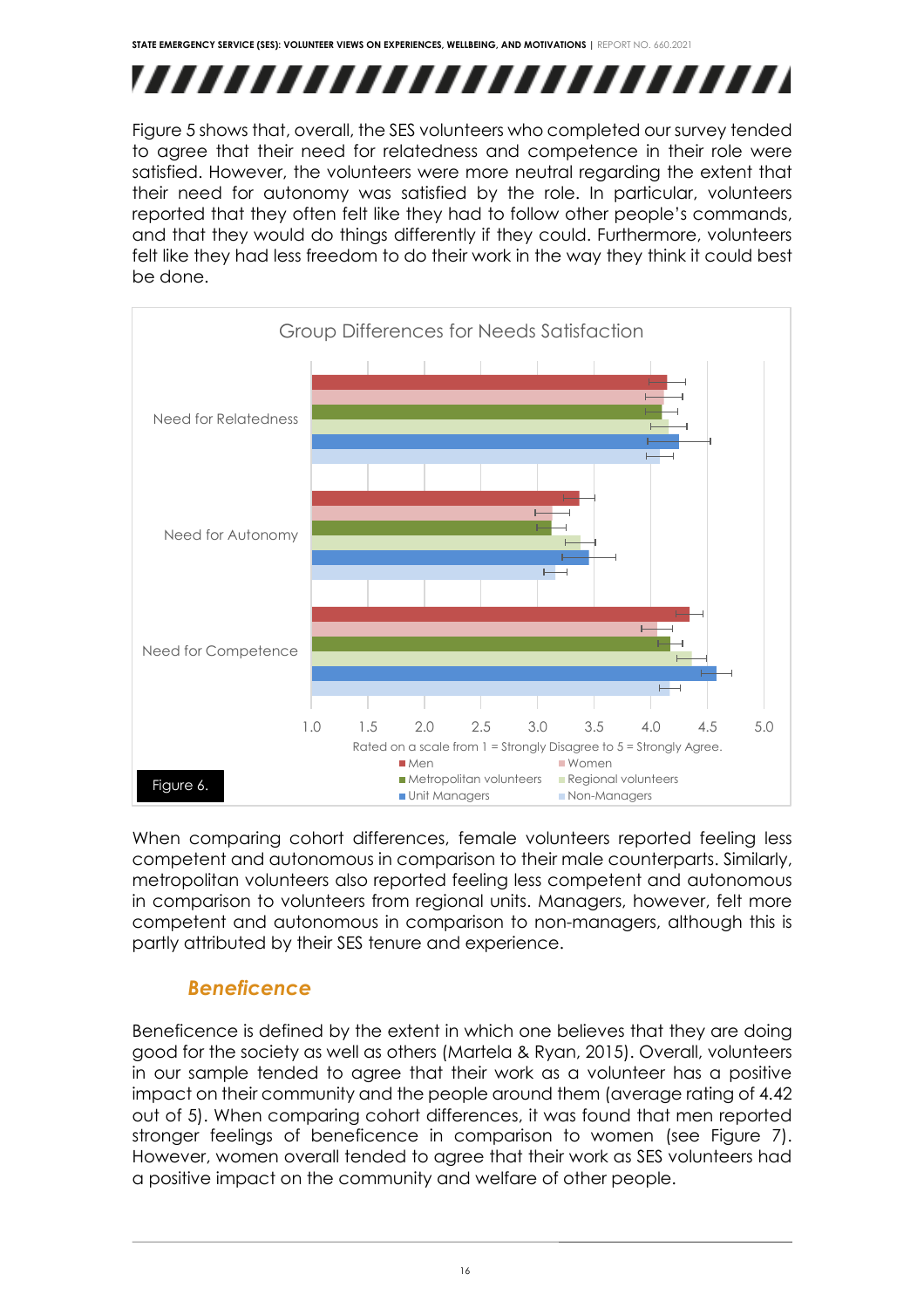Figure 5 shows that, overall, the SES volunteers who completed our survey tended to agree that their need for relatedness and competence in their role were satisfied. However, the volunteers were more neutral regarding the extent that their need for autonomy was satisfied by the role. In particular, volunteers reported that they often felt like they had to follow other people's commands, and that they would do things differently if they could. Furthermore, volunteers felt like they had less freedom to do their work in the way they think it could best be done.

Group Differences for Needs Satisfaction

Rated on a scale from 1 = Strongly Disagree to 5 = Strongly Agree.

Figure 6.

When comparing cohort differences, female volunteers reported feeling less competent and autonomous in comparison to their male counterparts. Similarly, metropolitan volunteers also reported feeling less competent and autonomous in comparison to volunteers from regional units. Managers, however, felt more competent and autonomous in comparison to non-managers, although this is partly attributed by their SES tenure and experience.

## *Beneficence*

Beneficence is defined by the extent in which one believes that they are doing good for the society as well as others (Martela & Ryan, 2015). Overall, volunteers in our sample tended to agree that their work as a volunteer has a positive impact on their community and the people around them (average rating of 4.42 out of 5). When comparing cohort differences, it was found that men reported stronger feelings of beneficence in comparison to women (see Figure 7). However, women overall tended to agree that their work as SES volunteers had a positive impact on the community and welfare of other people.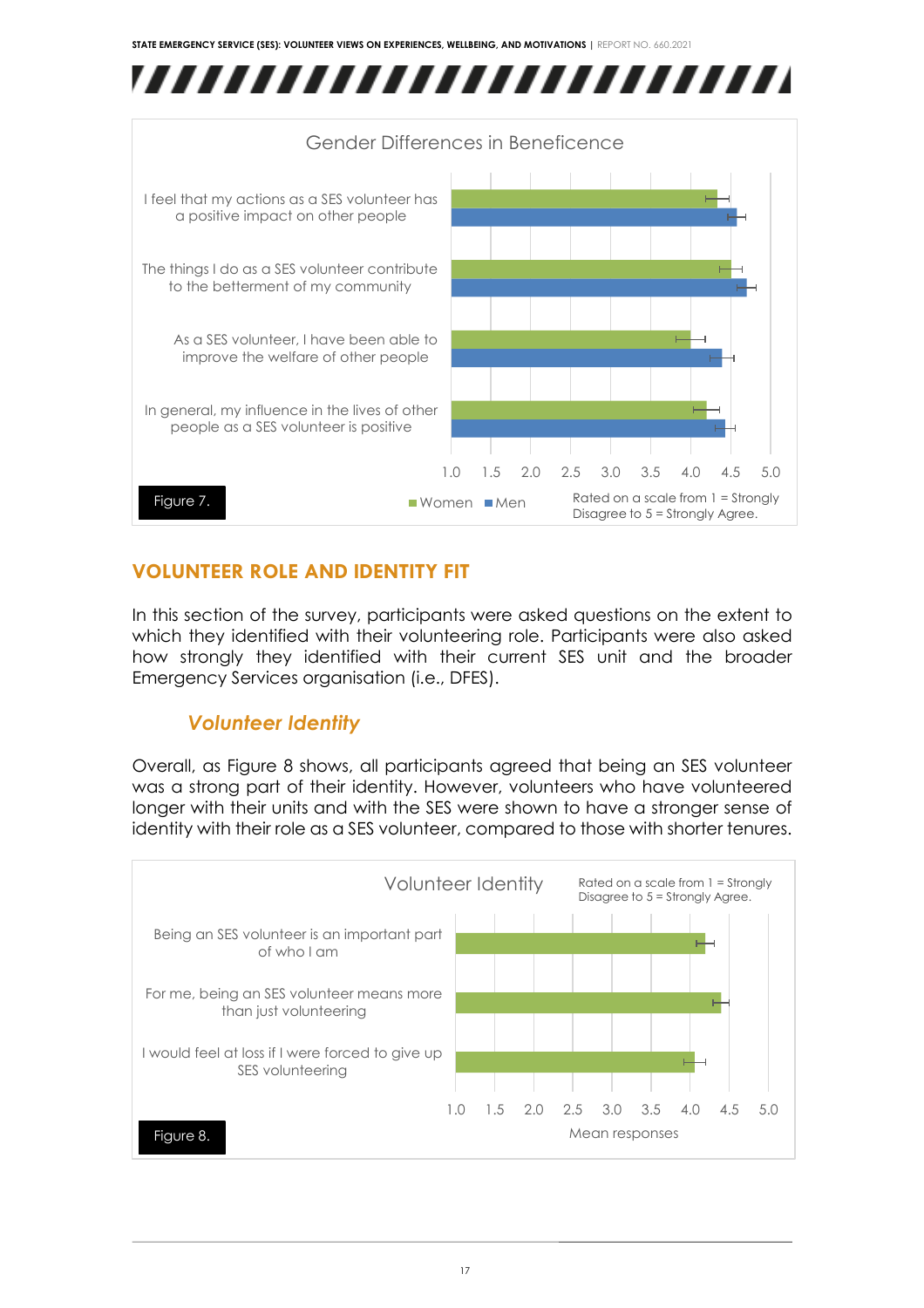Gender Differences in Beneficence

| | Women | Men |
|---|---|---|
| I feel that my actions as a SES volunteer has a positive impact on other people | | |
| The things I do as a SES volunteer contribute to the betterment of my community | | |
| As a SES volunteer, I have been able to improve the welfare of other people | | |
| In general, my influence in the lives of other people as a SES volunteer is positive | | |

Rated on a scale from 1 = Strongly Disagree to 5 = Strongly Agree.

Figure 7.

## VOLUNTEER ROLE AND IDENTITY FIT

In this section of the survey, participants were asked questions on the extent to which they identified with their volunteering role. Participants were also asked how strongly they identified with their current SES unit and the broader Emergency Services organisation (i.e., DFES).

### *Volunteer Identity*

Overall, as Figure 8 shows, all participants agreed that being an SES volunteer was a strong part of their identity. However, volunteers who have volunteered longer with their units and with the SES were shown to have a stronger sense of identity with their role as a SES volunteer, compared to those with shorter tenures.

Volunteer Identity

Rated on a scale from 1 = Strongly Disagree to 5 = Strongly Agree.

- Being an SES volunteer is an important part of who I am
- For me, being an SES volunteer means more than just volunteering
- I would feel at loss if I were forced to give up SES volunteering

Mean responses

Figure 8.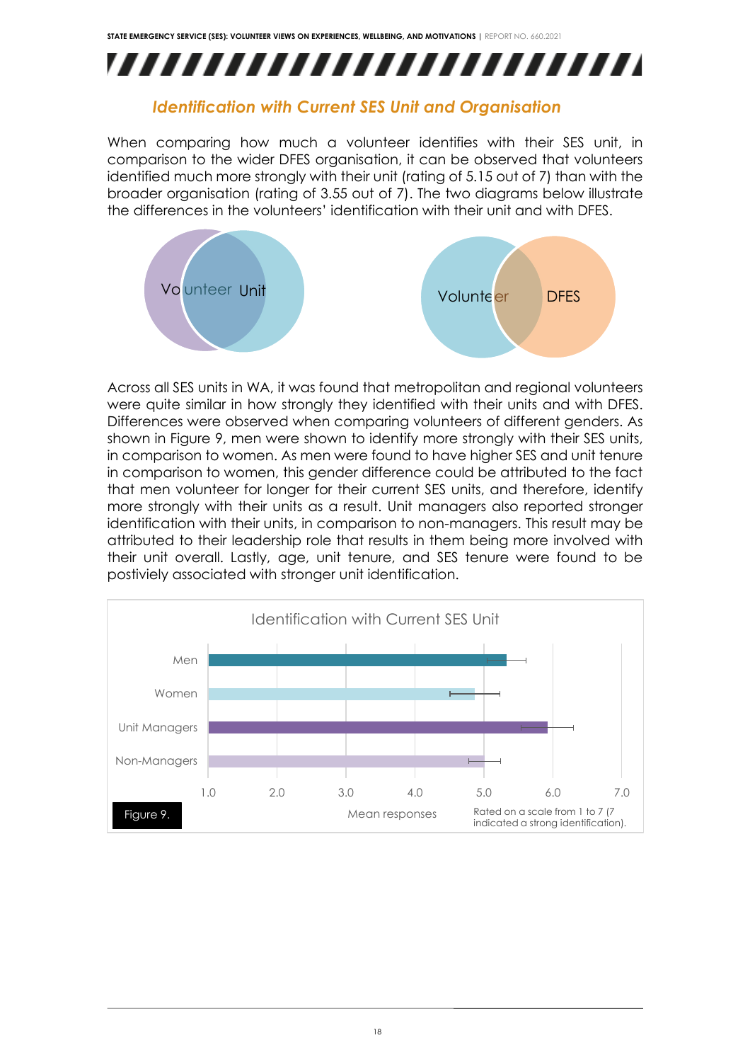## *Identification with Current SES Unit and Organisation*

When comparing how much a volunteer identifies with their SES unit, in comparison to the wider DFES organisation, it can be observed that volunteers identified much more strongly with their unit (rating of 5.15 out of 7) than with the broader organisation (rating of 3.55 out of 7). The two diagrams below illustrate the differences in the volunteers' identification with their unit and with DFES.

Volunteer Unit

Volunteer DFES

Across all SES units in WA, it was found that metropolitan and regional volunteers were quite similar in how strongly they identified with their units and with DFES. Differences were observed when comparing volunteers of different genders. As shown in Figure 9, men were shown to identify more strongly with their SES units, in comparison to women. As men were found to have higher SES and unit tenure in comparison to women, this gender difference could be attributed to the fact that men volunteer for longer for their current SES units, and therefore, identify more strongly with their units as a result. Unit managers also reported stronger identification with their units, in comparison to non-managers. This result may be attributed to their leadership role that results in them being more involved with their unit overall. Lastly, age, unit tenure, and SES tenure were found to be postiviely associated with stronger unit identification.

Identification with Current SES Unit

Men

Women

Unit Managers

Non-Managers

1.0 2.0 3.0 4.0 5.0 6.0 7.0

Mean responses

Rated on a scale from 1 to 7 (7 indicated a strong identification).

Figure 9.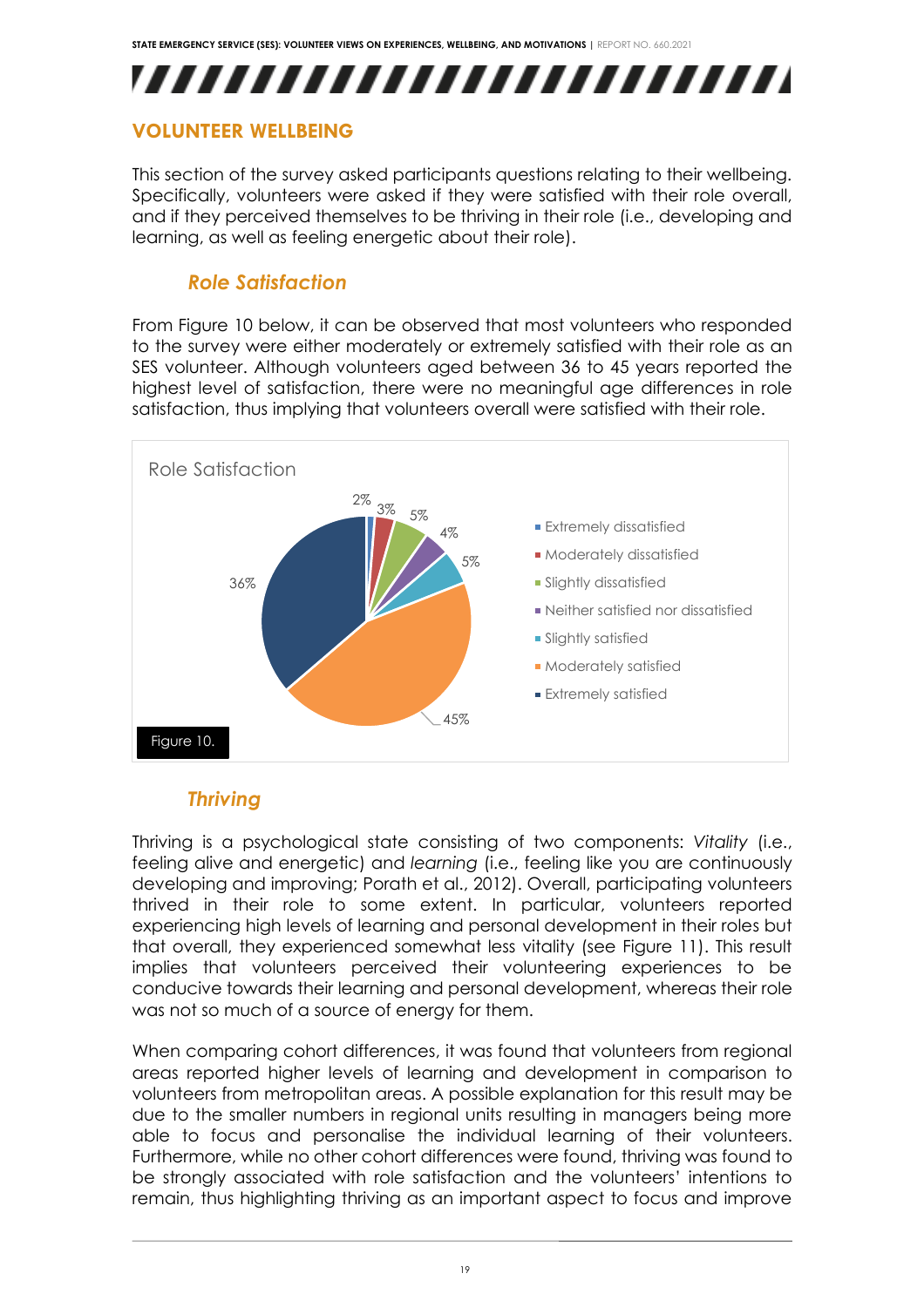## VOLUNTEER WELLBEING

This section of the survey asked participants questions relating to their wellbeing. Specifically, volunteers were asked if they were satisfied with their role overall, and if they perceived themselves to be thriving in their role (i.e., developing and learning, as well as feeling energetic about their role).

### *Role Satisfaction*

From Figure 10 below, it can be observed that most volunteers who responded to the survey were either moderately or extremely satisfied with their role as an SES volunteer. Although volunteers aged between 36 to 45 years reported the highest level of satisfaction, there were no meaningful age differences in role satisfaction, thus implying that volunteers overall were satisfied with their role.

Role Satisfaction

| Response | Percentage |
| --- | --- |
| Extremely dissatisfied | 2% |
| Moderately dissatisfied | 3% |
| Slightly dissatisfied | 5% |
| Neither satisfied nor dissatisfied | 4% |
| Slightly satisfied | 5% |
| Moderately satisfied | 45% |
| Extremely satisfied | 36% |

Figure 10.

### *Thriving*

Thriving is a psychological state consisting of two components: *Vitality* (i.e., feeling alive and energetic) and *learning* (i.e., feeling like you are continuously developing and improving; Porath et al., 2012). Overall, participating volunteers thrived in their role to some extent. In particular, volunteers reported experiencing high levels of learning and personal development in their roles but that overall, they experienced somewhat less vitality (see Figure 11). This result implies that volunteers perceived their volunteering experiences to be conducive towards their learning and personal development, whereas their role was not so much of a source of energy for them.

When comparing cohort differences, it was found that volunteers from regional areas reported higher levels of learning and development in comparison to volunteers from metropolitan areas. A possible explanation for this result may be due to the smaller numbers in regional units resulting in managers being more able to focus and personalise the individual learning of their volunteers. Furthermore, while no other cohort differences were found, thriving was found to be strongly associated with role satisfaction and the volunteers' intentions to remain, thus highlighting thriving as an important aspect to focus and improve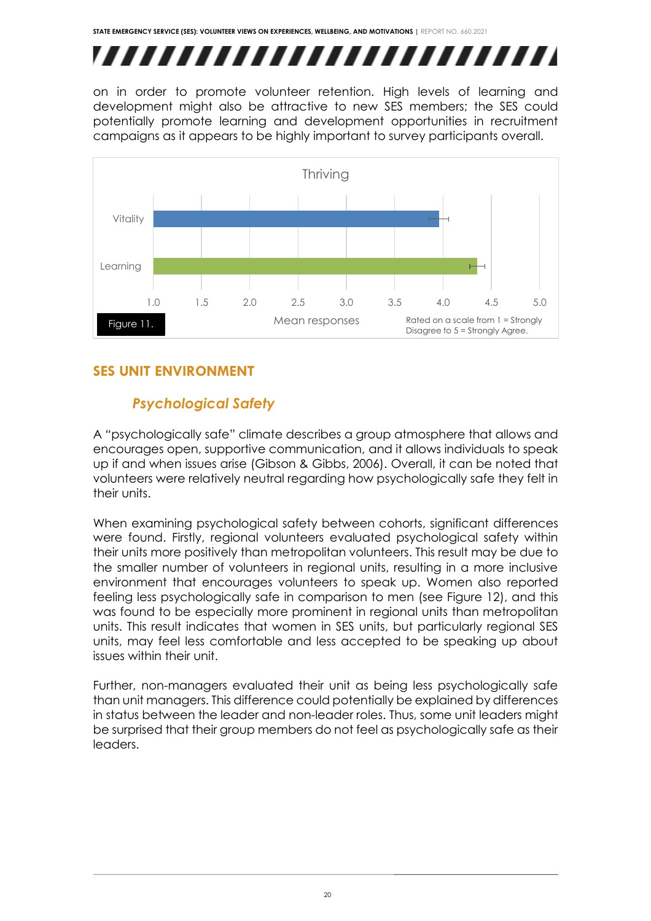on in order to promote volunteer retention. High levels of learning and development might also be attractive to new SES members; the SES could potentially promote learning and development opportunities in recruitment campaigns as it appears to be highly important to survey participants overall.

Figure 11.

## SES UNIT ENVIRONMENT

### *Psychological Safety*

A "psychologically safe" climate describes a group atmosphere that allows and encourages open, supportive communication, and it allows individuals to speak up if and when issues arise (Gibson & Gibbs, 2006). Overall, it can be noted that volunteers were relatively neutral regarding how psychologically safe they felt in their units.

When examining psychological safety between cohorts, significant differences were found. Firstly, regional volunteers evaluated psychological safety within their units more positively than metropolitan volunteers. This result may be due to the smaller number of volunteers in regional units, resulting in a more inclusive environment that encourages volunteers to speak up. Women also reported feeling less psychologically safe in comparison to men (see Figure 12), and this was found to be especially more prominent in regional units than metropolitan units. This result indicates that women in SES units, but particularly regional SES units, may feel less comfortable and less accepted to be speaking up about issues within their unit.

Further, non-managers evaluated their unit as being less psychologically safe than unit managers. This difference could potentially be explained by differences in status between the leader and non-leader roles. Thus, some unit leaders might be surprised that their group members do not feel as psychologically safe as their leaders.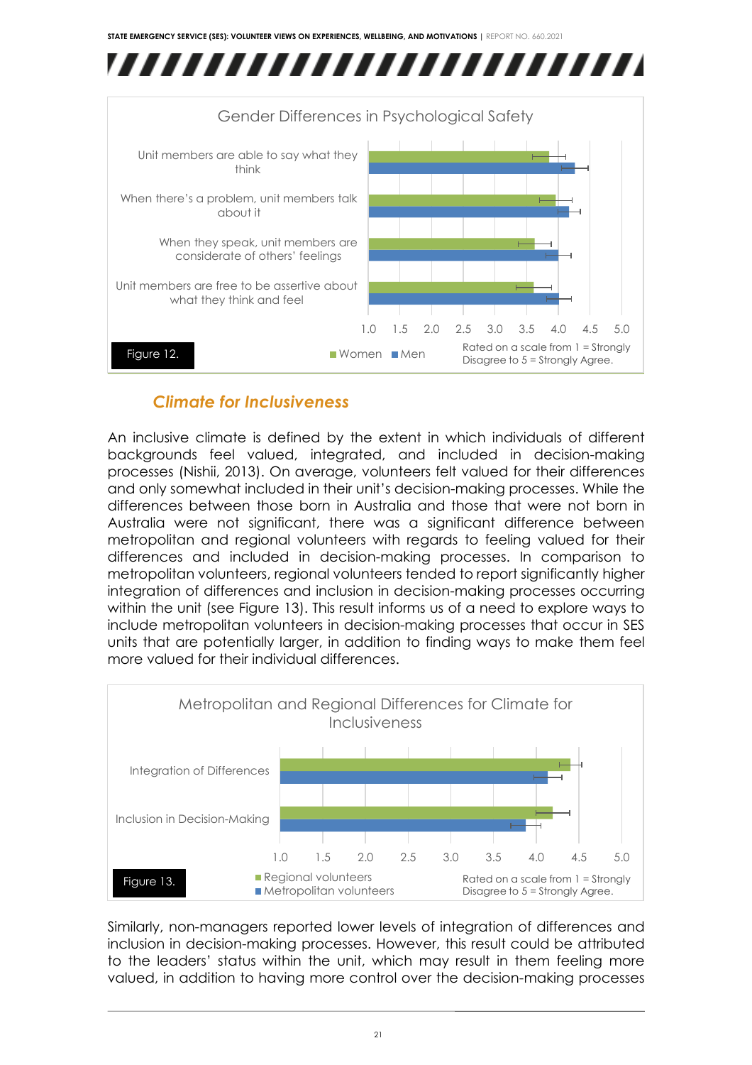Gender Differences in Psychological Safety

Unit members are able to say what they think

When there's a problem, unit members talk about it

When they speak, unit members are considerate of others' feelings

Unit members are free to be assertive about what they think and feel

Figure 12.

Women  Men

Rated on a scale from 1 = Strongly Disagree to 5 = Strongly Agree.

### *Climate for Inclusiveness*

An inclusive climate is defined by the extent in which individuals of different backgrounds feel valued, integrated, and included in decision-making processes (Nishii, 2013). On average, volunteers felt valued for their differences and only somewhat included in their unit's decision-making processes. While the differences between those born in Australia and those that were not born in Australia were not significant, there was a significant difference between metropolitan and regional volunteers with regards to feeling valued for their differences and included in decision-making processes. In comparison to metropolitan volunteers, regional volunteers tended to report significantly higher integration of differences and inclusion in decision-making processes occurring within the unit (see Figure 13). This result informs us of a need to explore ways to include metropolitan volunteers in decision-making processes that occur in SES units that are potentially larger, in addition to finding ways to make them feel more valued for their individual differences.

Metropolitan and Regional Differences for Climate for Inclusiveness

Integration of Differences

Inclusion in Decision-Making

Figure 13.

Regional volunteers
Metropolitan volunteers

Rated on a scale from 1 = Strongly Disagree to 5 = Strongly Agree.

Similarly, non-managers reported lower levels of integration of differences and inclusion in decision-making processes. However, this result could be attributed to the leaders' status within the unit, which may result in them feeling more valued, in addition to having more control over the decision-making processes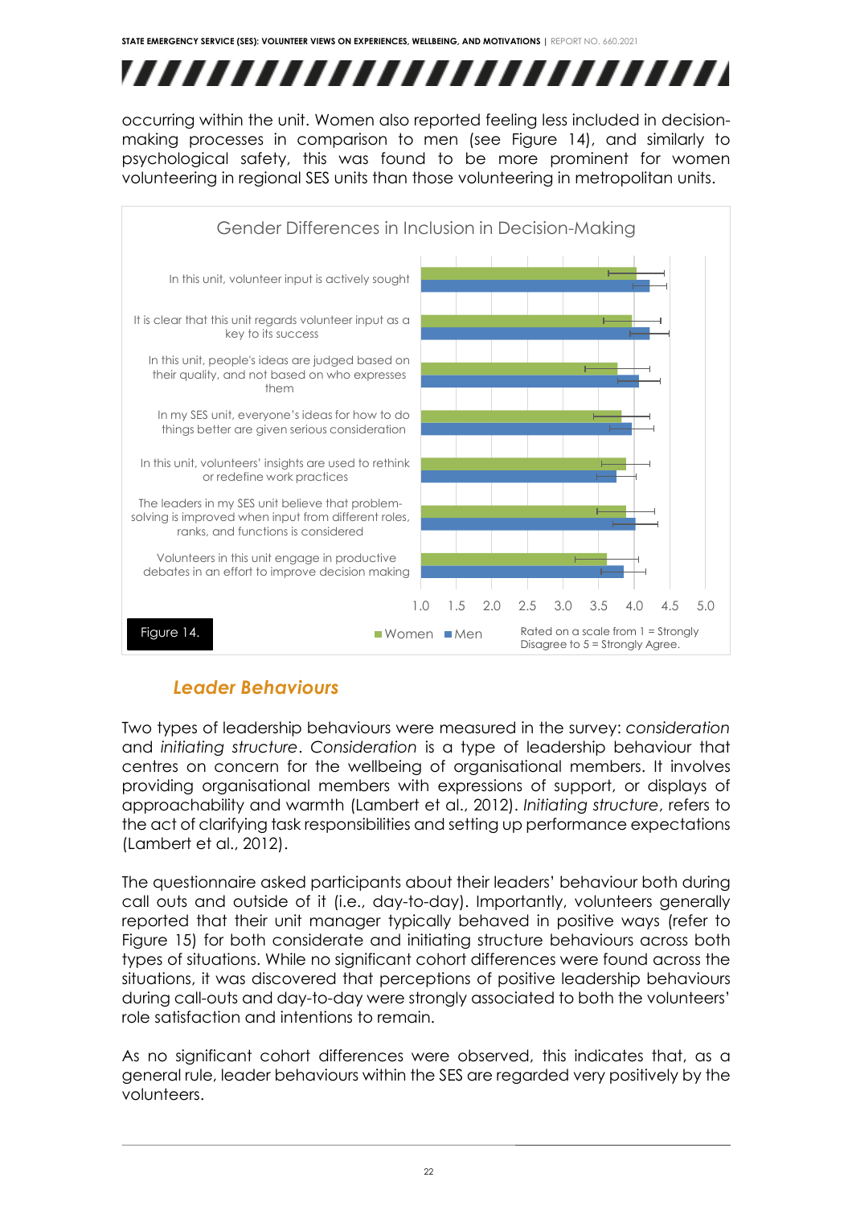occurring within the unit. Women also reported feeling less included in decision-making processes in comparison to men (see Figure 14), and similarly to psychological safety, this was found to be more prominent for women volunteering in regional SES units than those volunteering in metropolitan units.

**Gender Differences in Inclusion in Decision-Making**

- In this unit, volunteer input is actively sought
- It is clear that this unit regards volunteer input as a key to its success
- In this unit, people's ideas are judged based on their quality, and not based on who expresses them
- In my SES unit, everyone's ideas for how to do things better are given serious consideration
- In this unit, volunteers' insights are used to rethink or redefine work practices
- The leaders in my SES unit believe that problem-solving is improved when input from different roles, ranks, and functions is considered
- Volunteers in this unit engage in productive debates in an effort to improve decision making

Women ■ Men ■

Rated on a scale from 1 = Strongly Disagree to 5 = Strongly Agree.

Figure 14.

## *Leader Behaviours*

Two types of leadership behaviours were measured in the survey: *consideration* and *initiating structure*. *Consideration* is a type of leadership behaviour that centres on concern for the wellbeing of organisational members. It involves providing organisational members with expressions of support, or displays of approachability and warmth (Lambert et al., 2012). *Initiating structure*, refers to the act of clarifying task responsibilities and setting up performance expectations (Lambert et al., 2012).

The questionnaire asked participants about their leaders' behaviour both during call outs and outside of it (i.e., day-to-day). Importantly, volunteers generally reported that their unit manager typically behaved in positive ways (refer to Figure 15) for both considerate and initiating structure behaviours across both types of situations. While no significant cohort differences were found across the situations, it was discovered that perceptions of positive leadership behaviours during call-outs and day-to-day were strongly associated to both the volunteers' role satisfaction and intentions to remain.

As no significant cohort differences were observed, this indicates that, as a general rule, leader behaviours within the SES are regarded very positively by the volunteers.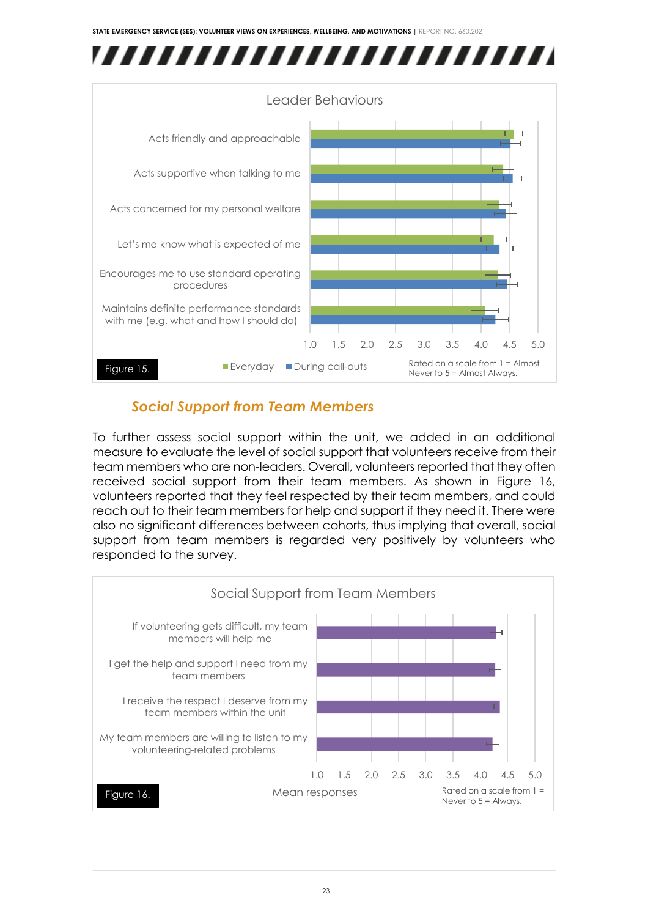Leader Behaviours

| | Everyday | During call-outs |
|---|---|---|
| Acts friendly and approachable | | |
| Acts supportive when talking to me | | |
| Acts concerned for my personal welfare | | |
| Let's me know what is expected of me | | |
| Encourages me to use standard operating procedures | | |
| Maintains definite performance standards with me (e.g. what and how I should do) | | |

Rated on a scale from 1 = Almost Never to 5 = Almost Always.

Figure 15.

## *Social Support from Team Members*

To further assess social support within the unit, we added in an additional measure to evaluate the level of social support that volunteers receive from their team members who are non-leaders. Overall, volunteers reported that they often received social support from their team members. As shown in Figure 16, volunteers reported that they feel respected by their team members, and could reach out to their team members for help and support if they need it. There were also no significant differences between cohorts, thus implying that overall, social support from team members is regarded very positively by volunteers who responded to the survey.

Social Support from Team Members

- If volunteering gets difficult, my team members will help me
- I get the help and support I need from my team members
- I receive the respect I deserve from my team members within the unit
- My team members are willing to listen to my volunteering-related problems

Mean responses

Rated on a scale from 1 = Never to 5 = Always.

Figure 16.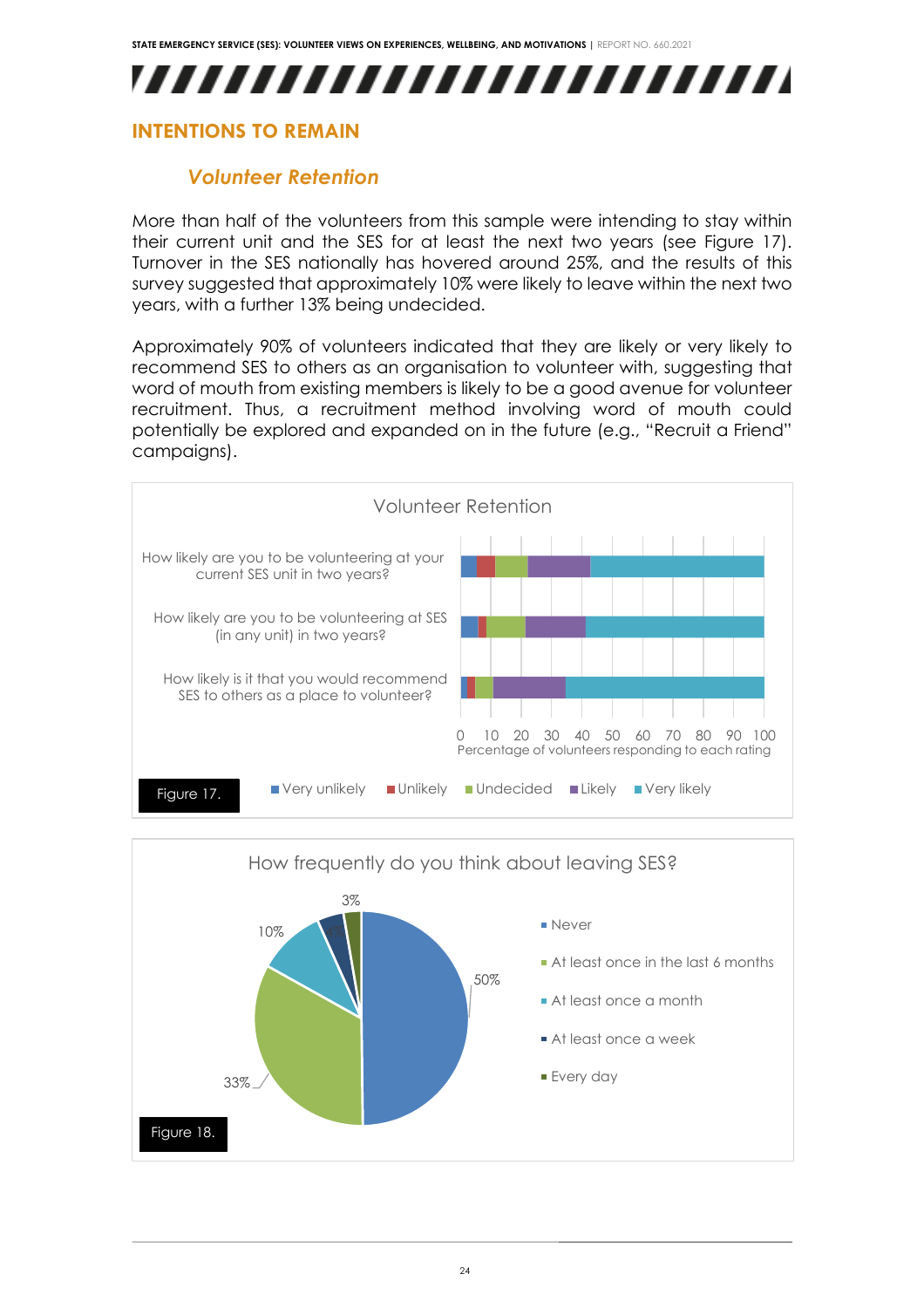## INTENTIONS TO REMAIN

### *Volunteer Retention*

More than half of the volunteers from this sample were intending to stay within their current unit and the SES for at least the next two years (see Figure 17). Turnover in the SES nationally has hovered around 25%, and the results of this survey suggested that approximately 10% were likely to leave within the next two years, with a further 13% being undecided.

Approximately 90% of volunteers indicated that they are likely or very likely to recommend SES to others as an organisation to volunteer with, suggesting that word of mouth from existing members is likely to be a good avenue for volunteer recruitment. Thus, a recruitment method involving word of mouth could potentially be explored and expanded on in the future (e.g., "Recruit a Friend" campaigns).

Volunteer Retention

How likely are you to be volunteering at your current SES unit in two years?

How likely are you to be volunteering at SES (in any unit) in two years?

How likely is it that you would recommend SES to others as a place to volunteer?

0 10 20 30 40 50 60 70 80 90 100
Percentage of volunteers responding to each rating

Very unlikely | Unlikely | Undecided | Likely | Very likely

Figure 17.

How frequently do you think about leaving SES?

Never: 50%
At least once in the last 6 months: 33%
At least once a month: 10%
At least once a week
Every day: 3%

Figure 18.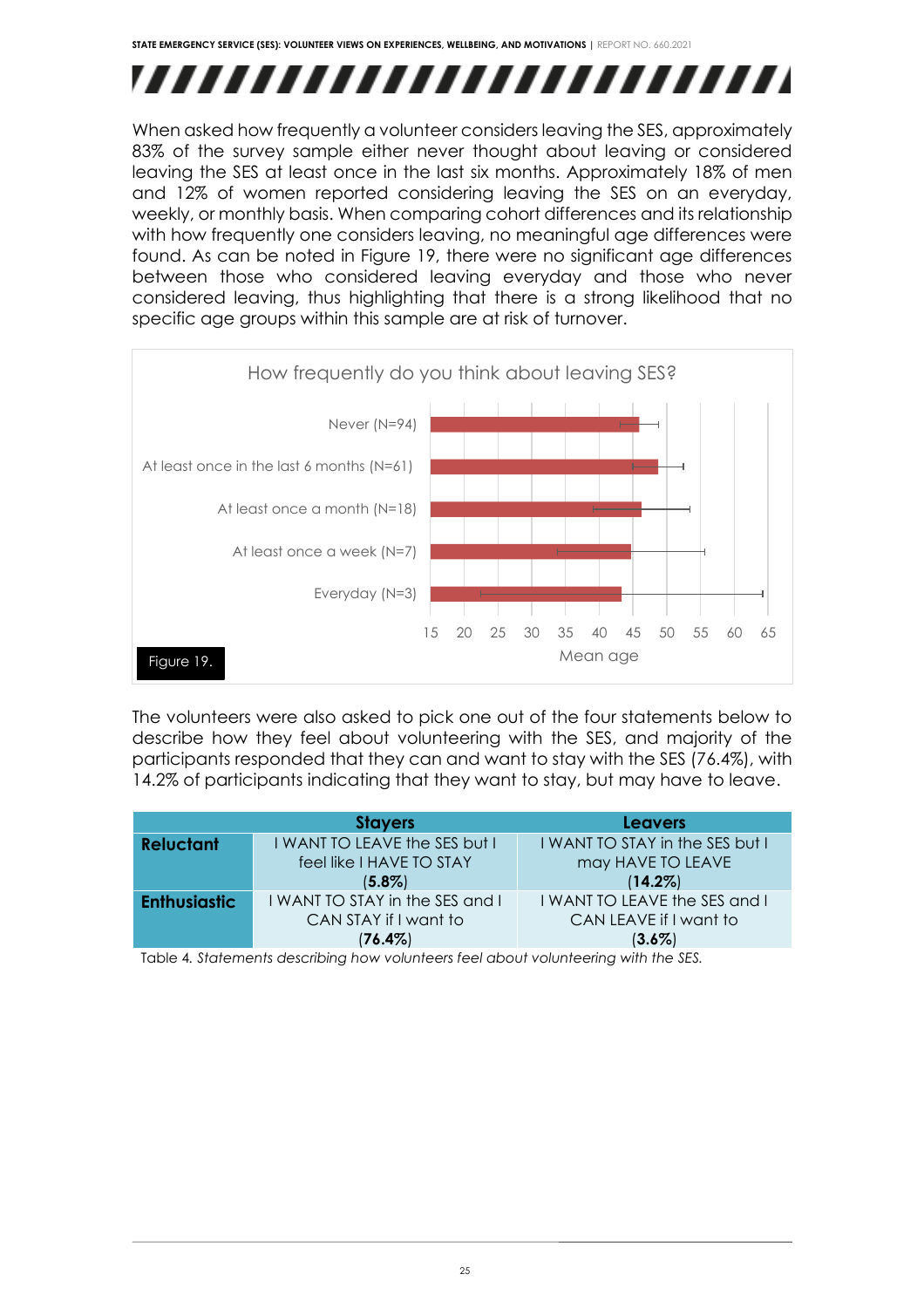When asked how frequently a volunteer considers leaving the SES, approximately 83% of the survey sample either never thought about leaving or considered leaving the SES at least once in the last six months. Approximately 18% of men and 12% of women reported considering leaving the SES on an everyday, weekly, or monthly basis. When comparing cohort differences and its relationship with how frequently one considers leaving, no meaningful age differences were found. As can be noted in Figure 19, there were no significant age differences between those who considered leaving everyday and those who never considered leaving, thus highlighting that there is a strong likelihood that no specific age groups within this sample are at risk of turnover.

How frequently do you think about leaving SES?

Figure 19.

The volunteers were also asked to pick one out of the four statements below to describe how they feel about volunteering with the SES, and majority of the participants responded that they can and want to stay with the SES (76.4%), with 14.2% of participants indicating that they want to stay, but may have to leave.

| | Stayers | Leavers |
|---|---|---|
| **Reluctant** | I WANT TO LEAVE the SES but I feel like I HAVE TO STAY (**5.8%**) | I WANT TO STAY in the SES but I may HAVE TO LEAVE (**14.2%**) |
| **Enthusiastic** | I WANT TO STAY in the SES and I CAN STAY if I want to (**76.4%**) | I WANT TO LEAVE the SES and I CAN LEAVE if I want to (**3.6%**) |

Table 4. *Statements describing how volunteers feel about volunteering with the SES.*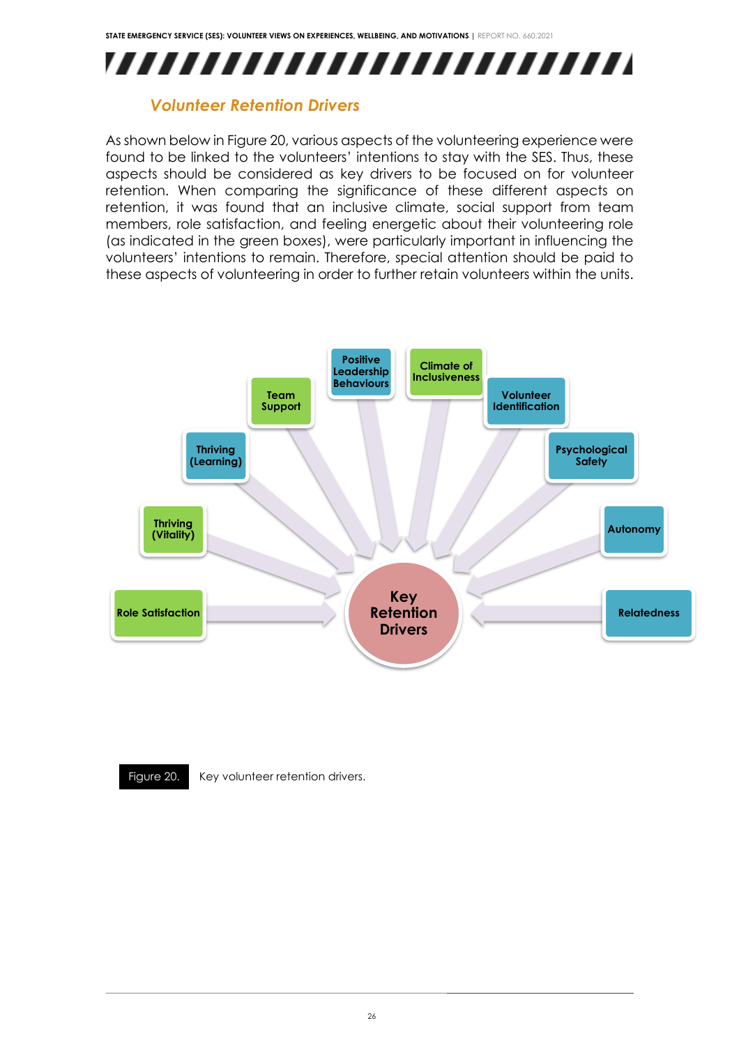## Volunteer Retention Drivers

As shown below in Figure 20, various aspects of the volunteering experience were found to be linked to the volunteers' intentions to stay with the SES. Thus, these aspects should be considered as key drivers to be focused on for volunteer retention. When comparing the significance of these different aspects on retention, it was found that an inclusive climate, social support from team members, role satisfaction, and feeling energetic about their volunteering role (as indicated in the green boxes), were particularly important in influencing the volunteers' intentions to remain. Therefore, special attention should be paid to these aspects of volunteering in order to further retain volunteers within the units.

Role Satisfaction

Thriving (Vitality)

Thriving (Learning)

Team Support

Positive Leadership Behaviours

Climate of Inclusiveness

Volunteer Identification

Psychological Safety

Autonomy

Relatedness

Key Retention Drivers

Figure 20. Key volunteer retention drivers.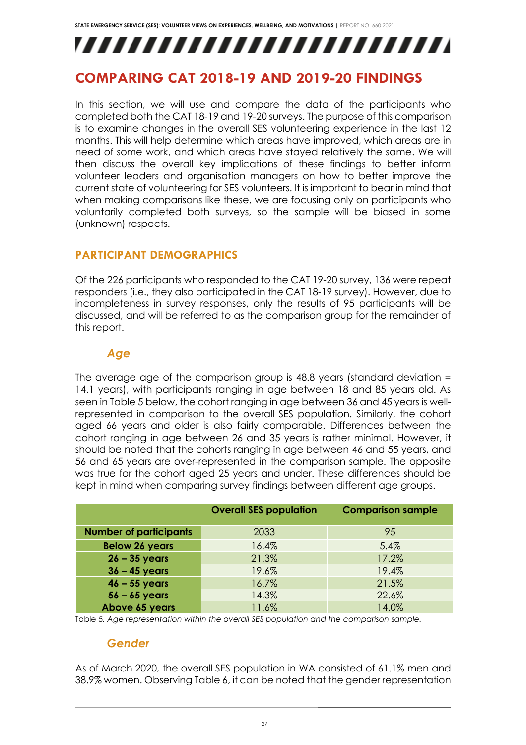# COMPARING CAT 2018-19 AND 2019-20 FINDINGS

In this section, we will use and compare the data of the participants who completed both the CAT 18-19 and 19-20 surveys. The purpose of this comparison is to examine changes in the overall SES volunteering experience in the last 12 months. This will help determine which areas have improved, which areas are in need of some work, and which areas have stayed relatively the same. We will then discuss the overall key implications of these findings to better inform volunteer leaders and organisation managers on how to better improve the current state of volunteering for SES volunteers. It is important to bear in mind that when making comparisons like these, we are focusing only on participants who voluntarily completed both surveys, so the sample will be biased in some (unknown) respects.

## PARTICIPANT DEMOGRAPHICS

Of the 226 participants who responded to the CAT 19-20 survey, 136 were repeat responders (i.e., they also participated in the CAT 18-19 survey). However, due to incompleteness in survey responses, only the results of 95 participants will be discussed, and will be referred to as the comparison group for the remainder of this report.

### *Age*

The average age of the comparison group is 48.8 years (standard deviation = 14.1 years), with participants ranging in age between 18 and 85 years old. As seen in Table 5 below, the cohort ranging in age between 36 and 45 years is well-represented in comparison to the overall SES population. Similarly, the cohort aged 66 years and older is also fairly comparable. Differences between the cohort ranging in age between 26 and 35 years is rather minimal. However, it should be noted that the cohorts ranging in age between 46 and 55 years, and 56 and 65 years are over-represented in the comparison sample. The opposite was true for the cohort aged 25 years and under. These differences should be kept in mind when comparing survey findings between different age groups.

| | Overall SES population | Comparison sample |
|---|---|---|
| **Number of participants** | 2033 | 95 |
| **Below 26 years** | 16.4% | 5.4% |
| **26 – 35 years** | 21.3% | 17.2% |
| **36 – 45 years** | 19.6% | 19.4% |
| **46 – 55 years** | 16.7% | 21.5% |
| **56 – 65 years** | 14.3% | 22.6% |
| **Above 65 years** | 11.6% | 14.0% |

Table 5. *Age representation within the overall SES population and the comparison sample.*

### *Gender*

As of March 2020, the overall SES population in WA consisted of 61.1% men and 38.9% women. Observing Table 6, it can be noted that the gender representation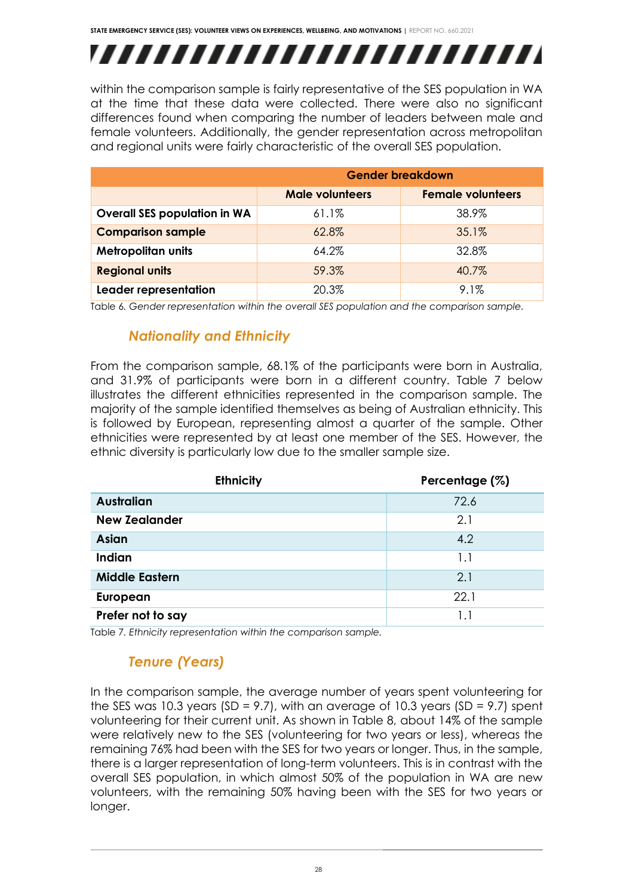within the comparison sample is fairly representative of the SES population in WA at the time that these data were collected. There were also no significant differences found when comparing the number of leaders between male and female volunteers. Additionally, the gender representation across metropolitan and regional units were fairly characteristic of the overall SES population.

| | Gender breakdown | |
|---|---|---|
| | **Male volunteers** | **Female volunteers** |
| **Overall SES population in WA** | 61.1% | 38.9% |
| **Comparison sample** | 62.8% | 35.1% |
| **Metropolitan units** | 64.2% | 32.8% |
| **Regional units** | 59.3% | 40.7% |
| **Leader representation** | 20.3% | 9.1% |

Table 6. *Gender representation within the overall SES population and the comparison sample.*

### *Nationality and Ethnicity*

From the comparison sample, 68.1% of the participants were born in Australia, and 31.9% of participants were born in a different country. Table 7 below illustrates the different ethnicities represented in the comparison sample. The majority of the sample identified themselves as being of Australian ethnicity. This is followed by European, representing almost a quarter of the sample. Other ethnicities were represented by at least one member of the SES. However, the ethnic diversity is particularly low due to the smaller sample size.

| Ethnicity | Percentage (%) |
|---|---|
| **Australian** | 72.6 |
| **New Zealander** | 2.1 |
| **Asian** | 4.2 |
| **Indian** | 1.1 |
| **Middle Eastern** | 2.1 |
| **European** | 22.1 |
| **Prefer not to say** | 1.1 |

Table 7. *Ethnicity representation within the comparison sample.*

### *Tenure (Years)*

In the comparison sample, the average number of years spent volunteering for the SES was 10.3 years (SD = 9.7), with an average of 10.3 years (SD = 9.7) spent volunteering for their current unit. As shown in Table 8, about 14% of the sample were relatively new to the SES (volunteering for two years or less), whereas the remaining 76% had been with the SES for two years or longer. Thus, in the sample, there is a larger representation of long-term volunteers. This is in contrast with the overall SES population, in which almost 50% of the population in WA are new volunteers, with the remaining 50% having been with the SES for two years or longer.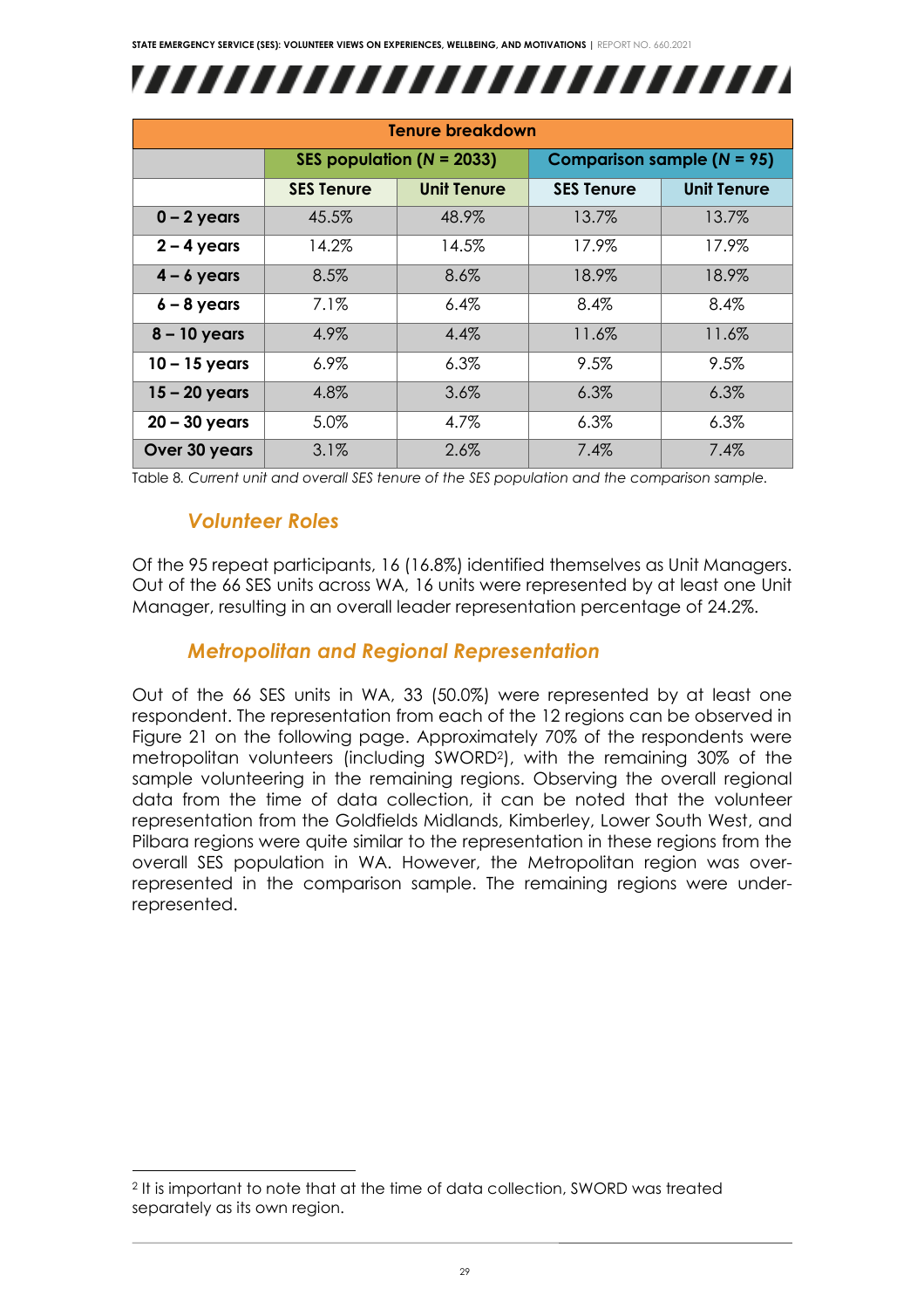| Tenure breakdown | | | | |
|---|---|---|---|---|
| | SES population (*N* = 2033) | | Comparison sample (*N* = 95) | |
| | SES Tenure | Unit Tenure | SES Tenure | Unit Tenure |
| **0 – 2 years** | 45.5% | 48.9% | 13.7% | 13.7% |
| **2 – 4 years** | 14.2% | 14.5% | 17.9% | 17.9% |
| **4 – 6 years** | 8.5% | 8.6% | 18.9% | 18.9% |
| **6 – 8 years** | 7.1% | 6.4% | 8.4% | 8.4% |
| **8 – 10 years** | 4.9% | 4.4% | 11.6% | 11.6% |
| **10 – 15 years** | 6.9% | 6.3% | 9.5% | 9.5% |
| **15 – 20 years** | 4.8% | 3.6% | 6.3% | 6.3% |
| **20 – 30 years** | 5.0% | 4.7% | 6.3% | 6.3% |
| **Over 30 years** | 3.1% | 2.6% | 7.4% | 7.4% |

Table 8. *Current unit and overall SES tenure of the SES population and the comparison sample.*

### *Volunteer Roles*

Of the 95 repeat participants, 16 (16.8%) identified themselves as Unit Managers. Out of the 66 SES units across WA, 16 units were represented by at least one Unit Manager, resulting in an overall leader representation percentage of 24.2%.

### *Metropolitan and Regional Representation*

Out of the 66 SES units in WA, 33 (50.0%) were represented by at least one respondent. The representation from each of the 12 regions can be observed in Figure 21 on the following page. Approximately 70% of the respondents were metropolitan volunteers (including SWORD[2]), with the remaining 30% of the sample volunteering in the remaining regions. Observing the overall regional data from the time of data collection, it can be noted that the volunteer representation from the Goldfields Midlands, Kimberley, Lower South West, and Pilbara regions were quite similar to the representation in these regions from the overall SES population in WA. However, the Metropolitan region was over-represented in the comparison sample. The remaining regions were under-represented.

[2] It is important to note that at the time of data collection, SWORD was treated separately as its own region.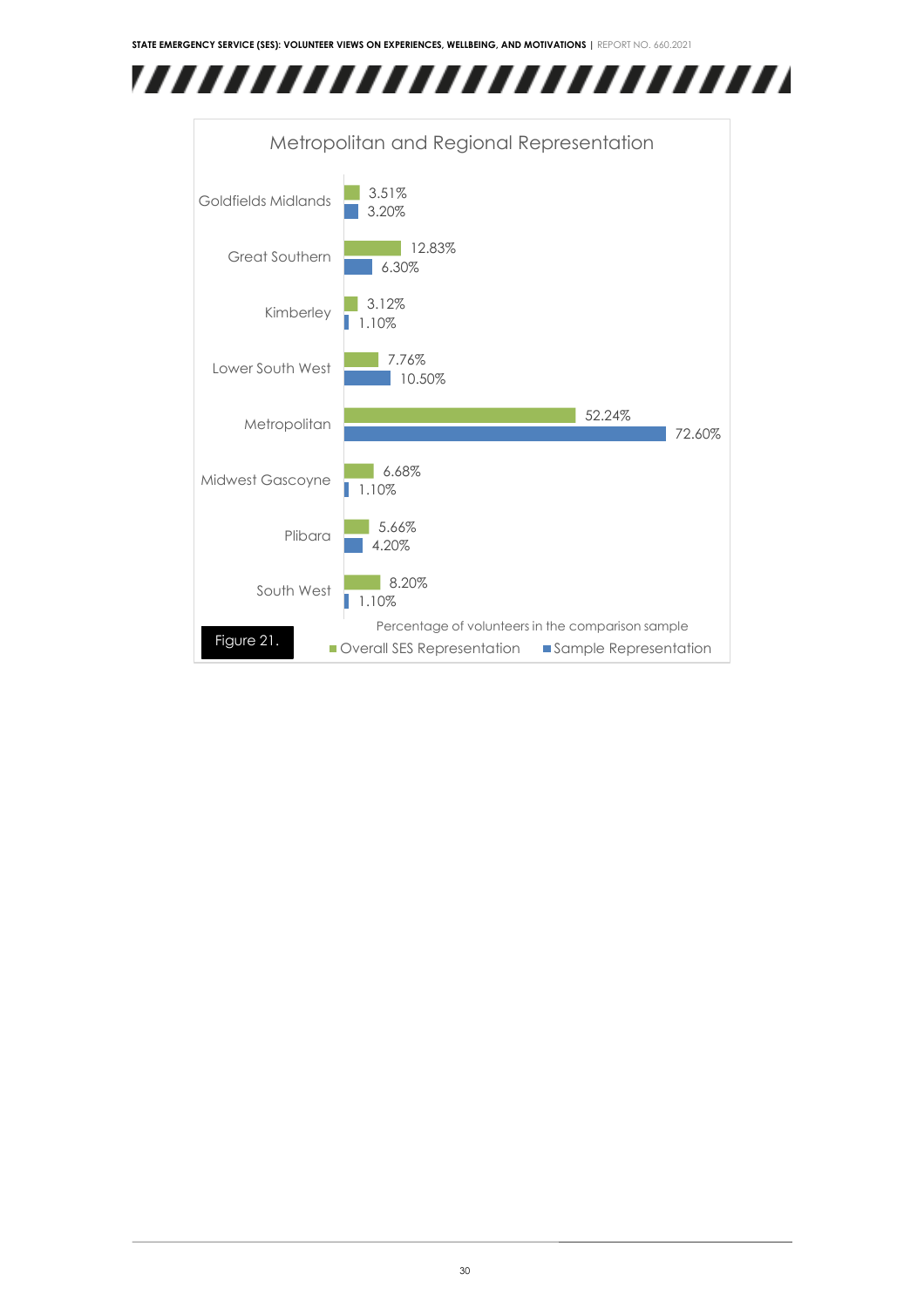**Metropolitan and Regional Representation**

| Region | Overall SES Representation | Sample Representation |
|---|---|---|
| Goldfields Midlands | 3.51% | 3.20% |
| Great Southern | 12.83% | 6.30% |
| Kimberley | 3.12% | 1.10% |
| Lower South West | 7.76% | 10.50% |
| Metropolitan | 52.24% | 72.60% |
| Midwest Gascoyne | 6.68% | 1.10% |
| Plibara | 5.66% | 4.20% |
| South West | 8.20% | 1.10% |

Percentage of volunteers in the comparison sample

Figure 21.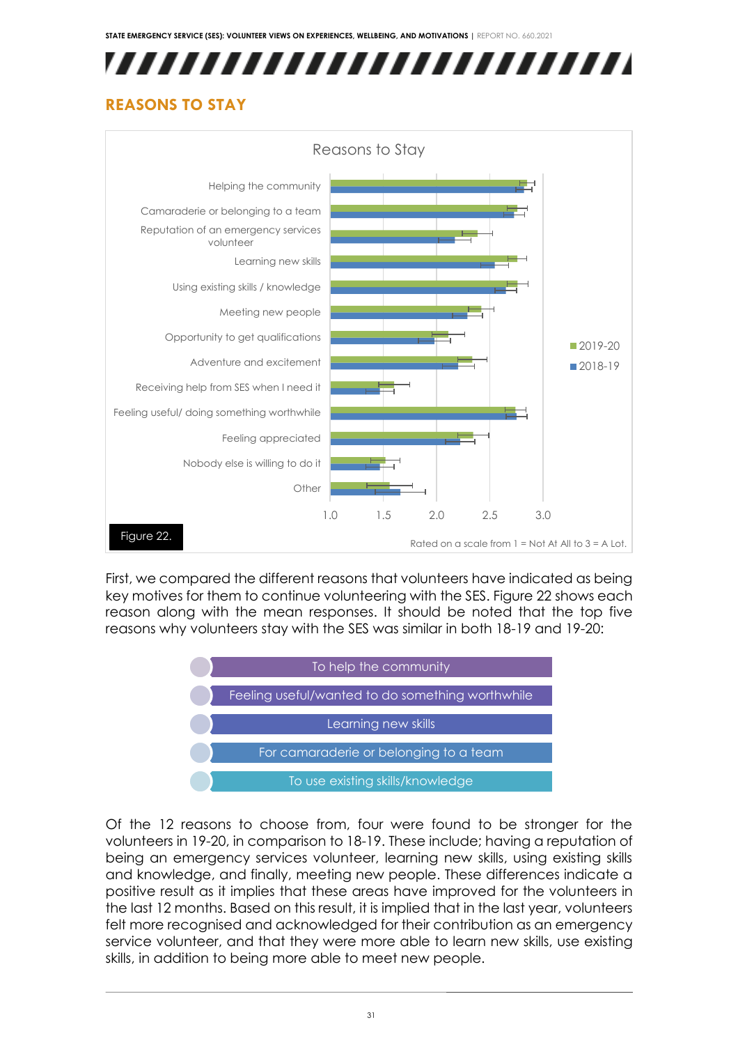## REASONS TO STAY

Reasons to Stay

Figure 22.

Rated on a scale from 1 = Not At All to 3 = A Lot.

First, we compared the different reasons that volunteers have indicated as being key motives for them to continue volunteering with the SES. Figure 22 shows each reason along with the mean responses. It should be noted that the top five reasons why volunteers stay with the SES was similar in both 18-19 and 19-20:

- To help the community
- Feeling useful/wanted to do something worthwhile
- Learning new skills
- For camaraderie or belonging to a team
- To use existing skills/knowledge

Of the 12 reasons to choose from, four were found to be stronger for the volunteers in 19-20, in comparison to 18-19. These include; having a reputation of being an emergency services volunteer, learning new skills, using existing skills and knowledge, and finally, meeting new people. These differences indicate a positive result as it implies that these areas have improved for the volunteers in the last 12 months. Based on this result, it is implied that in the last year, volunteers felt more recognised and acknowledged for their contribution as an emergency service volunteer, and that they were more able to learn new skills, use existing skills, in addition to being more able to meet new people.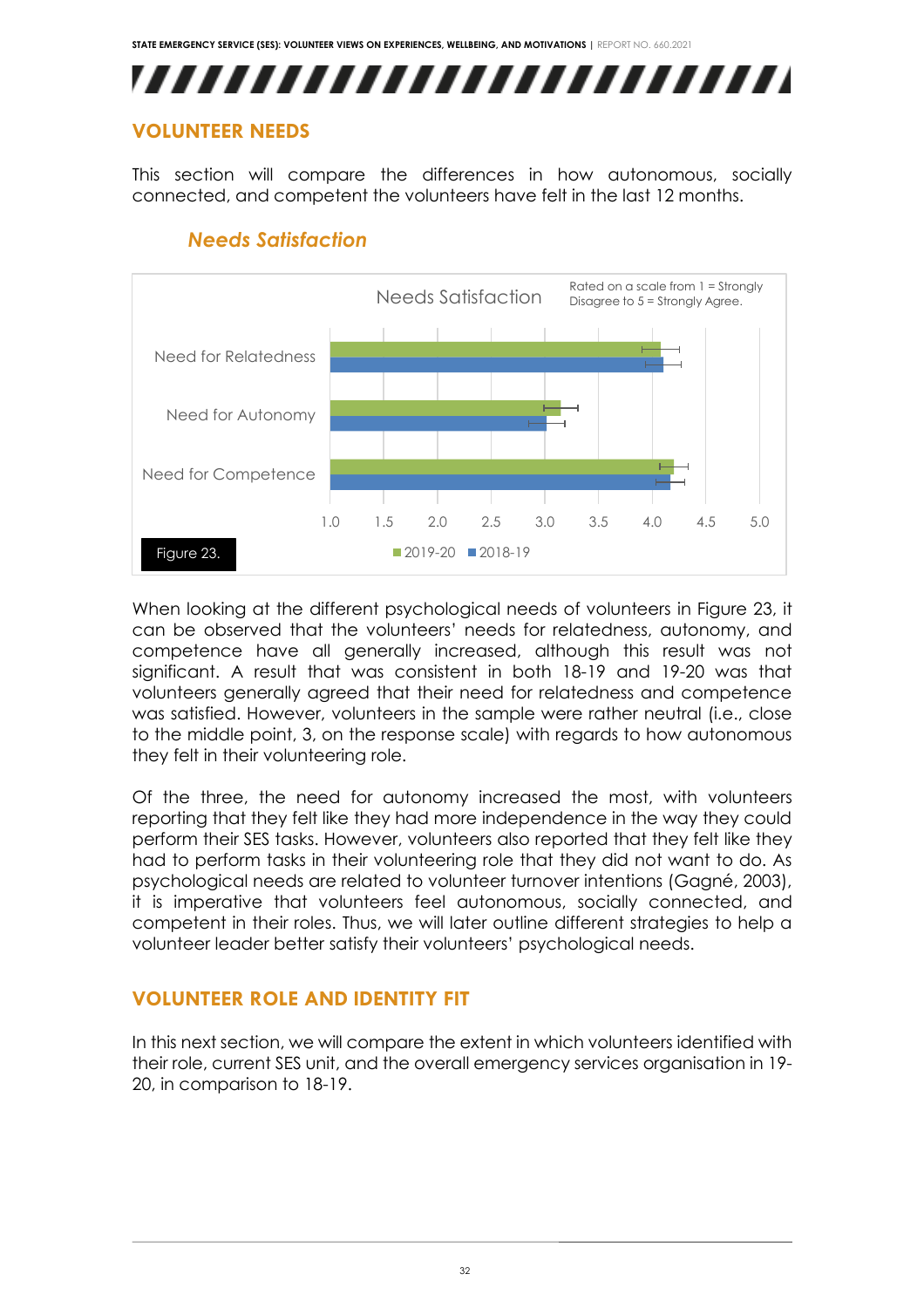## VOLUNTEER NEEDS

This section will compare the differences in how autonomous, socially connected, and competent the volunteers have felt in the last 12 months.

### *Needs Satisfaction*

Figure 23.

When looking at the different psychological needs of volunteers in Figure 23, it can be observed that the volunteers' needs for relatedness, autonomy, and competence have all generally increased, although this result was not significant. A result that was consistent in both 18-19 and 19-20 was that volunteers generally agreed that their need for relatedness and competence was satisfied. However, volunteers in the sample were rather neutral (i.e., close to the middle point, 3, on the response scale) with regards to how autonomous they felt in their volunteering role.

Of the three, the need for autonomy increased the most, with volunteers reporting that they felt like they had more independence in the way they could perform their SES tasks. However, volunteers also reported that they felt like they had to perform tasks in their volunteering role that they did not want to do. As psychological needs are related to volunteer turnover intentions (Gagné, 2003), it is imperative that volunteers feel autonomous, socially connected, and competent in their roles. Thus, we will later outline different strategies to help a volunteer leader better satisfy their volunteers' psychological needs.

## VOLUNTEER ROLE AND IDENTITY FIT

In this next section, we will compare the extent in which volunteers identified with their role, current SES unit, and the overall emergency services organisation in 19-20, in comparison to 18-19.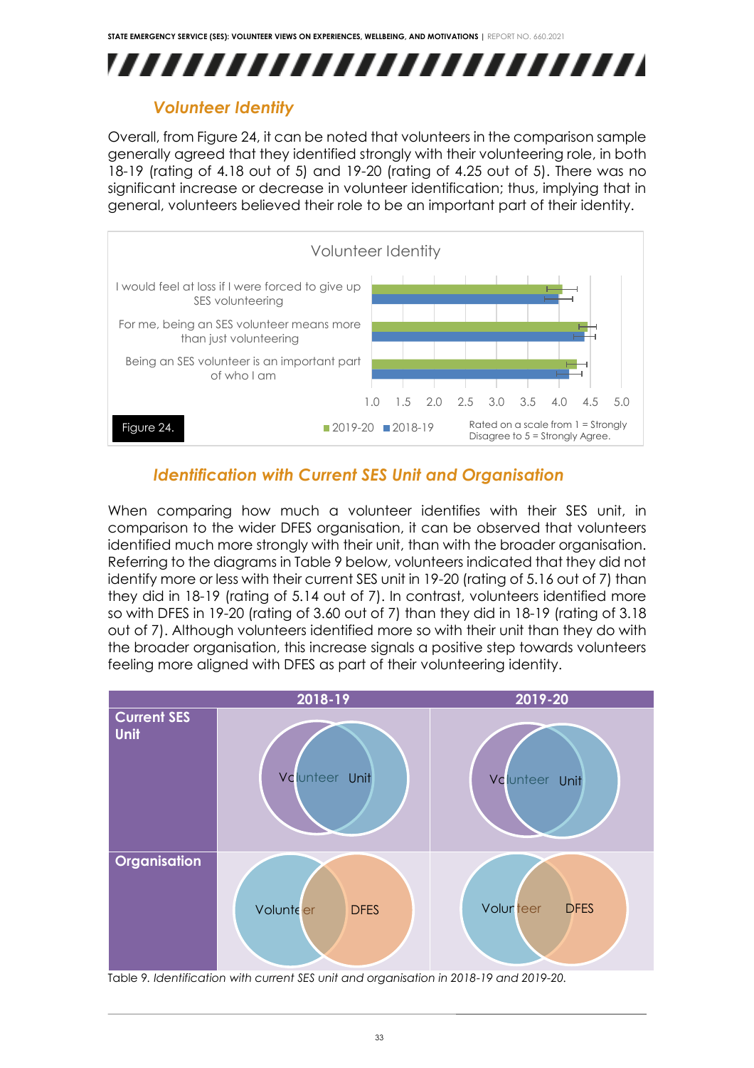## *Volunteer Identity*

Overall, from Figure 24, it can be noted that volunteers in the comparison sample generally agreed that they identified strongly with their volunteering role, in both 18-19 (rating of 4.18 out of 5) and 19-20 (rating of 4.25 out of 5). There was no significant increase or decrease in volunteer identification; thus, implying that in general, volunteers believed their role to be an important part of their identity.

Volunteer Identity

I would feel at loss if I were forced to give up SES volunteering

For me, being an SES volunteer means more than just volunteering

Being an SES volunteer is an important part of who I am

1.0 1.5 2.0 2.5 3.0 3.5 4.0 4.5 5.0

Figure 24.

2019-20 2018-19

Rated on a scale from 1 = Strongly Disagree to 5 = Strongly Agree.

## *Identification with Current SES Unit and Organisation*

When comparing how much a volunteer identifies with their SES unit, in comparison to the wider DFES organisation, it can be observed that volunteers identified much more strongly with their unit, than with the broader organisation. Referring to the diagrams in Table 9 below, volunteers indicated that they did not identify more or less with their current SES unit in 19-20 (rating of 5.16 out of 7) than they did in 18-19 (rating of 5.14 out of 7). In contrast, volunteers identified more so with DFES in 19-20 (rating of 3.60 out of 7) than they did in 18-19 (rating of 3.18 out of 7). Although volunteers identified more so with their unit than they do with the broader organisation, this increase signals a positive step towards volunteers feeling more aligned with DFES as part of their volunteering identity.

| | 2018-19 | 2019-20 |
|---|---|---|
| **Current SES Unit** | Volunteer Unit | Volunteer Unit |
| **Organisation** | Volunteer DFES | Volunteer DFES |

Table 9. *Identification with current SES unit and organisation in 2018-19 and 2019-20.*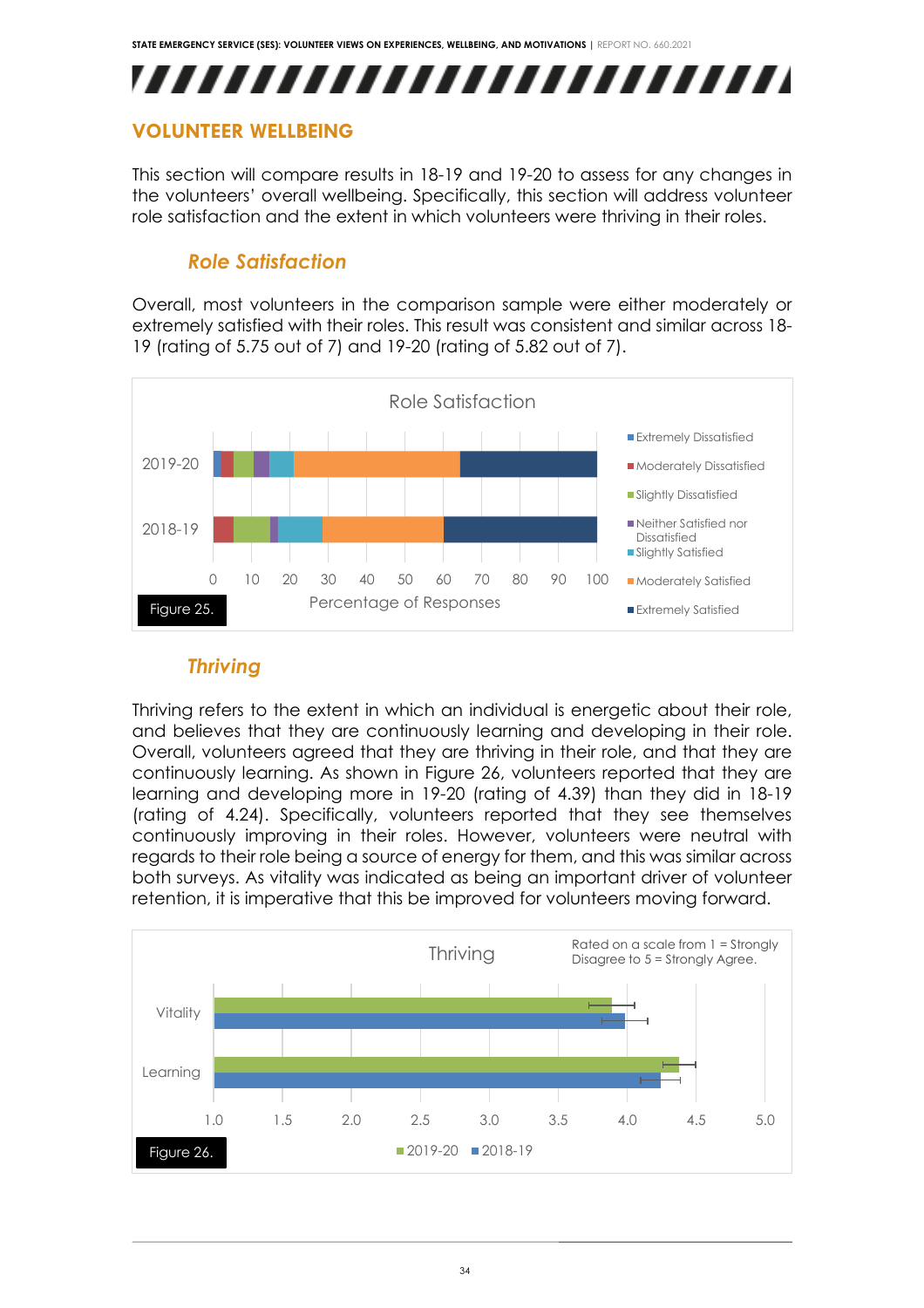## VOLUNTEER WELLBEING

This section will compare results in 18-19 and 19-20 to assess for any changes in the volunteers' overall wellbeing. Specifically, this section will address volunteer role satisfaction and the extent in which volunteers were thriving in their roles.

### *Role Satisfaction*

Overall, most volunteers in the comparison sample were either moderately or extremely satisfied with their roles. This result was consistent and similar across 18-19 (rating of 5.75 out of 7) and 19-20 (rating of 5.82 out of 7).

Figure 25.

### *Thriving*

Thriving refers to the extent in which an individual is energetic about their role, and believes that they are continuously learning and developing in their role. Overall, volunteers agreed that they are thriving in their role, and that they are continuously learning. As shown in Figure 26, volunteers reported that they are learning and developing more in 19-20 (rating of 4.39) than they did in 18-19 (rating of 4.24). Specifically, volunteers reported that they see themselves continuously improving in their roles. However, volunteers were neutral with regards to their role being a source of energy for them, and this was similar across both surveys. As vitality was indicated as being an important driver of volunteer retention, it is imperative that this be improved for volunteers moving forward.

Figure 26.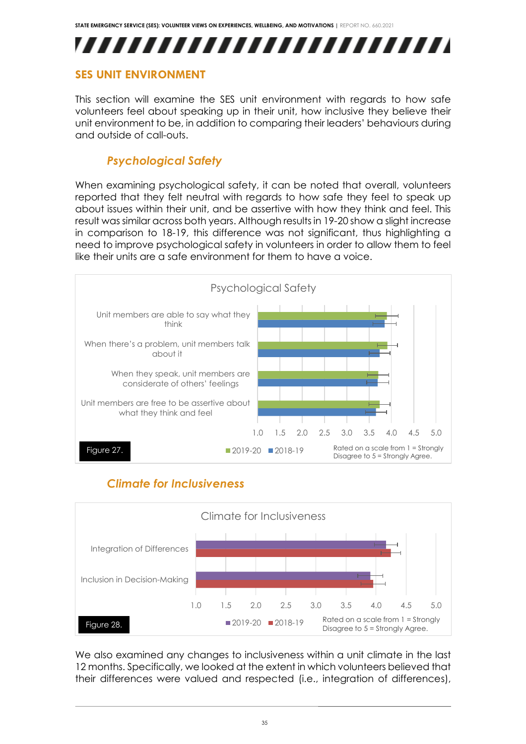## SES UNIT ENVIRONMENT

This section will examine the SES unit environment with regards to how safe volunteers feel about speaking up in their unit, how inclusive they believe their unit environment to be, in addition to comparing their leaders' behaviours during and outside of call-outs.

### *Psychological Safety*

When examining psychological safety, it can be noted that overall, volunteers reported that they felt neutral with regards to how safe they feel to speak up about issues within their unit, and be assertive with how they think and feel. This result was similar across both years. Although results in 19-20 show a slight increase in comparison to 18-19, this difference was not significant, thus highlighting a need to improve psychological safety in volunteers in order to allow them to feel like their units are a safe environment for them to have a voice.

Psychological Safety

- Unit members are able to say what they think
- When there's a problem, unit members talk about it
- When they speak, unit members are considerate of others' feelings
- Unit members are free to be assertive about what they think and feel

2019-20 / 2018-19

Rated on a scale from 1 = Strongly Disagree to 5 = Strongly Agree.

Figure 27.

### *Climate for Inclusiveness*

Climate for Inclusiveness

- Integration of Differences
- Inclusion in Decision-Making

2019-20 / 2018-19

Rated on a scale from 1 = Strongly Disagree to 5 = Strongly Agree.

Figure 28.

We also examined any changes to inclusiveness within a unit climate in the last 12 months. Specifically, we looked at the extent in which volunteers believed that their differences were valued and respected (i.e., integration of differences),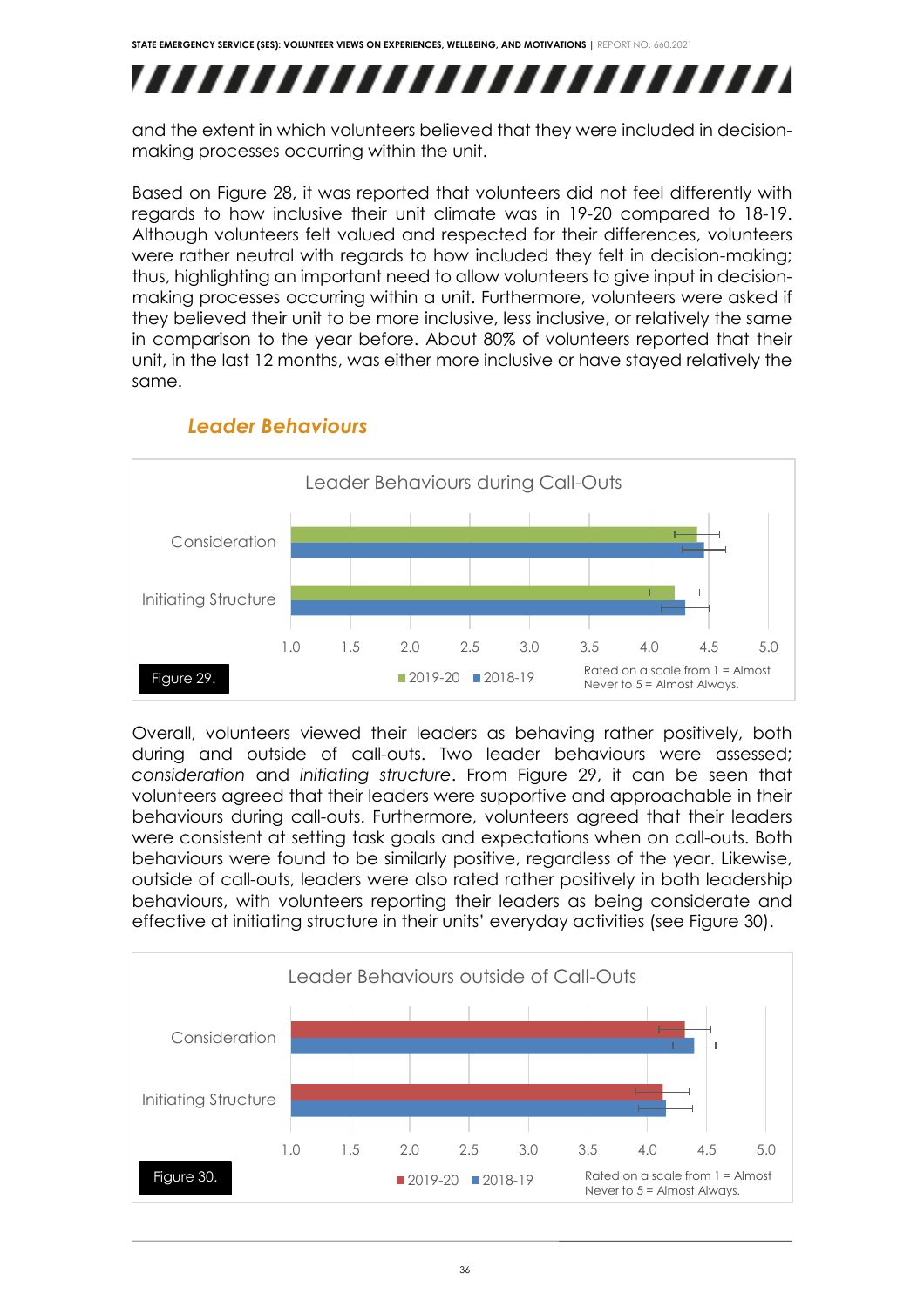and the extent in which volunteers believed that they were included in decision-making processes occurring within the unit.

Based on Figure 28, it was reported that volunteers did not feel differently with regards to how inclusive their unit climate was in 19-20 compared to 18-19. Although volunteers felt valued and respected for their differences, volunteers were rather neutral with regards to how included they felt in decision-making; thus, highlighting an important need to allow volunteers to give input in decision-making processes occurring within a unit. Furthermore, volunteers were asked if they believed their unit to be more inclusive, less inclusive, or relatively the same in comparison to the year before. About 80% of volunteers reported that their unit, in the last 12 months, was either more inclusive or have stayed relatively the same.

## *Leader Behaviours*

Leader Behaviours during Call-Outs

Figure 29.

Overall, volunteers viewed their leaders as behaving rather positively, both during and outside of call-outs. Two leader behaviours were assessed; *consideration* and *initiating structure*. From Figure 29, it can be seen that volunteers agreed that their leaders were supportive and approachable in their behaviours during call-outs. Furthermore, volunteers agreed that their leaders were consistent at setting task goals and expectations when on call-outs. Both behaviours were found to be similarly positive, regardless of the year. Likewise, outside of call-outs, leaders were also rated rather positively in both leadership behaviours, with volunteers reporting their leaders as being considerate and effective at initiating structure in their units' everyday activities (see Figure 30).

Leader Behaviours outside of Call-Outs

Figure 30.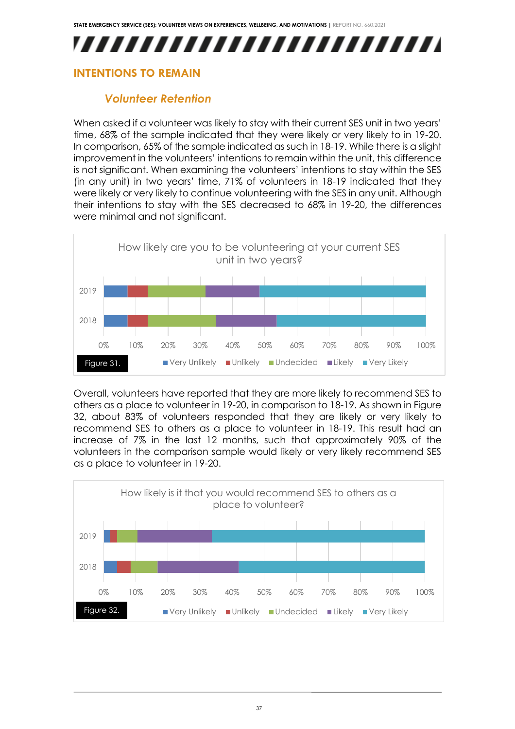## INTENTIONS TO REMAIN

### *Volunteer Retention*

When asked if a volunteer was likely to stay with their current SES unit in two years' time, 68% of the sample indicated that they were likely or very likely to in 19-20. In comparison, 65% of the sample indicated as such in 18-19. While there is a slight improvement in the volunteers' intentions to remain within the unit, this difference is not significant. When examining the volunteers' intentions to stay within the SES (in any unit) in two years' time, 71% of volunteers in 18-19 indicated that they were likely or very likely to continue volunteering with the SES in any unit. Although their intentions to stay with the SES decreased to 68% in 19-20, the differences were minimal and not significant.

How likely are you to be volunteering at your current SES unit in two years?

Figure 31.

Overall, volunteers have reported that they are more likely to recommend SES to others as a place to volunteer in 19-20, in comparison to 18-19. As shown in Figure 32, about 83% of volunteers responded that they are likely or very likely to recommend SES to others as a place to volunteer in 18-19. This result had an increase of 7% in the last 12 months, such that approximately 90% of the volunteers in the comparison sample would likely or very likely recommend SES as a place to volunteer in 19-20.

How likely is it that you would recommend SES to others as a place to volunteer?

Figure 32.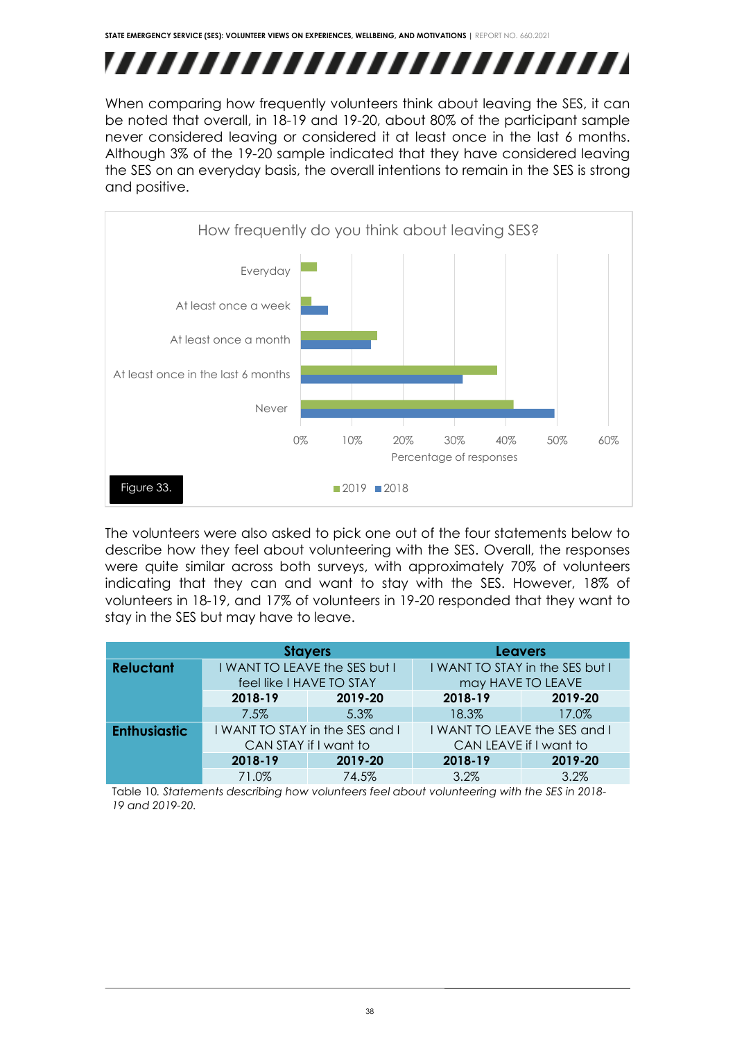When comparing how frequently volunteers think about leaving the SES, it can be noted that overall, in 18-19 and 19-20, about 80% of the participant sample never considered leaving or considered it at least once in the last 6 months. Although 3% of the 19-20 sample indicated that they have considered leaving the SES on an everyday basis, the overall intentions to remain in the SES is strong and positive.

How frequently do you think about leaving SES?

Figure 33.

The volunteers were also asked to pick one out of the four statements below to describe how they feel about volunteering with the SES. Overall, the responses were quite similar across both surveys, with approximately 70% of volunteers indicating that they can and want to stay with the SES. However, 18% of volunteers in 18-19, and 17% of volunteers in 19-20 responded that they want to stay in the SES but may have to leave.

| | Stayers | | Leavers | |
|---|---|---|---|---|
| **Reluctant** | I WANT TO LEAVE the SES but I feel like I HAVE TO STAY | | I WANT TO STAY in the SES but I may HAVE TO LEAVE | |
| | **2018-19** | **2019-20** | **2018-19** | **2019-20** |
| | 7.5% | 5.3% | 18.3% | 17.0% |
| **Enthusiastic** | I WANT TO STAY in the SES and I CAN STAY if I want to | | I WANT TO LEAVE the SES and I CAN LEAVE if I want to | |
| | **2018-19** | **2019-20** | **2018-19** | **2019-20** |
| | 71.0% | 74.5% | 3.2% | 3.2% |

Table 10. *Statements describing how volunteers feel about volunteering with the SES in 2018-19 and 2019-20.*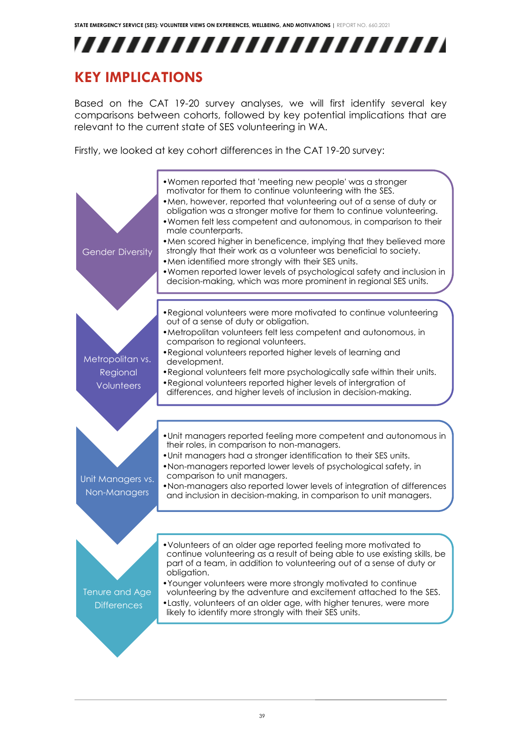# KEY IMPLICATIONS

Based on the CAT 19-20 survey analyses, we will first identify several key comparisons between cohorts, followed by key potential implications that are relevant to the current state of SES volunteering in WA.

Firstly, we looked at key cohort differences in the CAT 19-20 survey:

**Gender Diversity**

- Women reported that 'meeting new people' was a stronger motivator for them to continue volunteering with the SES.
- Men, however, reported that volunteering out of a sense of duty or obligation was a stronger motive for them to continue volunteering.
- Women felt less competent and autonomous, in comparison to their male counterparts.
- Men scored higher in beneficence, implying that they believed more strongly that their work as a volunteer was beneficial to society.
- Men identified more strongly with their SES units.
- Women reported lower levels of psychological safety and inclusion in decision-making, which was more prominent in regional SES units.

**Metropolitan vs. Regional Volunteers**

- Regional volunteers were more motivated to continue volunteering out of a sense of duty or obligation.
- Metropolitan volunteers felt less competent and autonomous, in comparison to regional volunteers.
- Regional volunteers reported higher levels of learning and development.
- Regional volunteers felt more psychologically safe within their units.
- Regional volunteers reported higher levels of intergration of differences, and higher levels of inclusion in decision-making.

**Unit Managers vs. Non-Managers**

- Unit managers reported feeling more competent and autonomous in their roles, in comparison to non-managers.
- Unit managers had a stronger identification to their SES units.
- Non-managers reported lower levels of psychological safety, in comparison to unit managers.
- Non-managers also reported lower levels of integration of differences and inclusion in decision-making, in comparison to unit managers.

**Tenure and Age Differences**

- Volunteers of an older age reported feeling more motivated to continue volunteering as a result of being able to use existing skills, be part of a team, in addition to volunteering out of a sense of duty or obligation.
- Younger volunteers were more strongly motivated to continue volunteering by the adventure and excitement attached to the SES.
- Lastly, volunteers of an older age, with higher tenures, were more likely to identify more strongly with their SES units.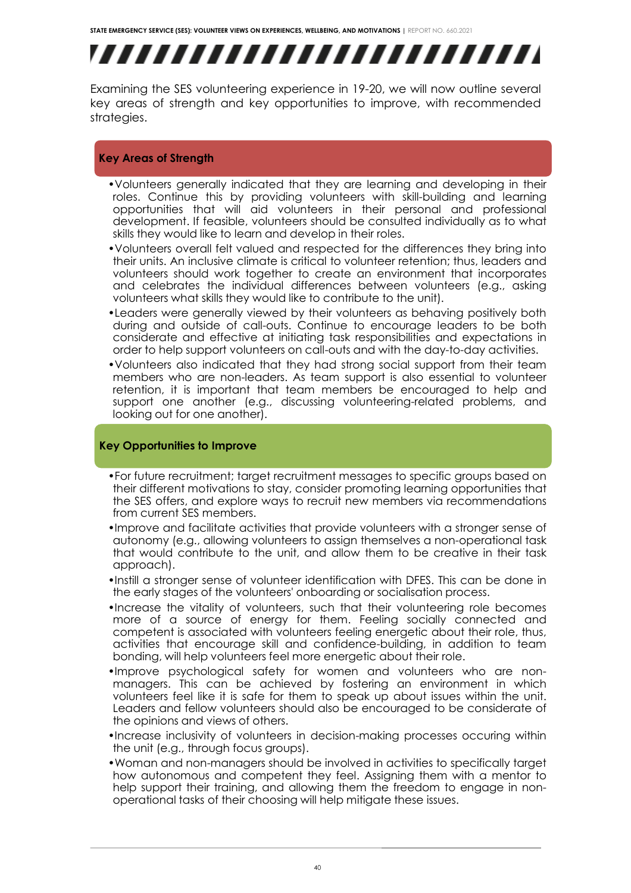Examining the SES volunteering experience in 19-20, we will now outline several key areas of strength and key opportunities to improve, with recommended strategies.

## Key Areas of Strength

- Volunteers generally indicated that they are learning and developing in their roles. Continue this by providing volunteers with skill-building and learning opportunities that will aid volunteers in their personal and professional development. If feasible, volunteers should be consulted individually as to what skills they would like to learn and develop in their roles.
- Volunteers overall felt valued and respected for the differences they bring into their units. An inclusive climate is critical to volunteer retention; thus, leaders and volunteers should work together to create an environment that incorporates and celebrates the individual differences between volunteers (e.g., asking volunteers what skills they would like to contribute to the unit).
- Leaders were generally viewed by their volunteers as behaving positively both during and outside of call-outs. Continue to encourage leaders to be both considerate and effective at initiating task responsibilities and expectations in order to help support volunteers on call-outs and with the day-to-day activities.
- Volunteers also indicated that they had strong social support from their team members who are non-leaders. As team support is also essential to volunteer retention, it is important that team members be encouraged to help and support one another (e.g., discussing volunteering-related problems, and looking out for one another).

## Key Opportunities to Improve

- For future recruitment; target recruitment messages to specific groups based on their different motivations to stay, consider promoting learning opportunities that the SES offers, and explore ways to recruit new members via recommendations from current SES members.
- Improve and facilitate activities that provide volunteers with a stronger sense of autonomy (e.g., allowing volunteers to assign themselves a non-operational task that would contribute to the unit, and allow them to be creative in their task approach).
- Instill a stronger sense of volunteer identification with DFES. This can be done in the early stages of the volunteers' onboarding or socialisation process.
- Increase the vitality of volunteers, such that their volunteering role becomes more of a source of energy for them. Feeling socially connected and competent is associated with volunteers feeling energetic about their role, thus, activities that encourage skill and confidence-building, in addition to team bonding, will help volunteers feel more energetic about their role.
- Improve psychological safety for women and volunteers who are non-managers. This can be achieved by fostering an environment in which volunteers feel like it is safe for them to speak up about issues within the unit. Leaders and fellow volunteers should also be encouraged to be considerate of the opinions and views of others.
- Increase inclusivity of volunteers in decision-making processes occuring within the unit (e.g., through focus groups).
- Woman and non-managers should be involved in activities to specifically target how autonomous and competent they feel. Assigning them with a mentor to help support their training, and allowing them the freedom to engage in non-operational tasks of their choosing will help mitigate these issues.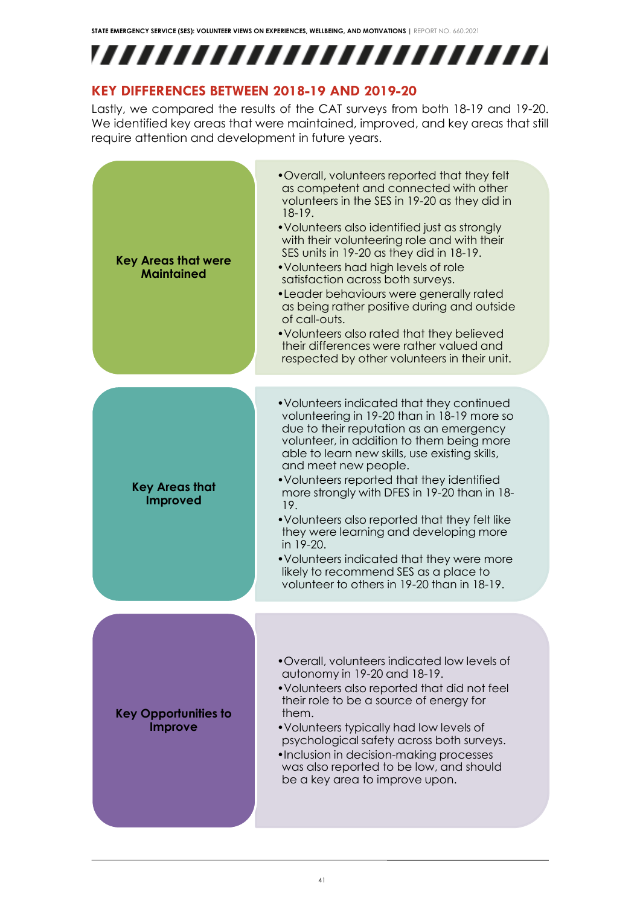## KEY DIFFERENCES BETWEEN 2018-19 AND 2019-20

Lastly, we compared the results of the CAT surveys from both 18-19 and 19-20. We identified key areas that were maintained, improved, and key areas that still require attention and development in future years.

**Key Areas that were Maintained**

- Overall, volunteers reported that they felt as competent and connected with other volunteers in the SES in 19-20 as they did in 18-19.
- Volunteers also identified just as strongly with their volunteering role and with their SES units in 19-20 as they did in 18-19.
- Volunteers had high levels of role satisfaction across both surveys.
- Leader behaviours were generally rated as being rather positive during and outside of call-outs.
- Volunteers also rated that they believed their differences were rather valued and respected by other volunteers in their unit.

**Key Areas that Improved**

- Volunteers indicated that they continued volunteering in 19-20 than in 18-19 more so due to their reputation as an emergency volunteer, in addition to them being more able to learn new skills, use existing skills, and meet new people.
- Volunteers reported that they identified more strongly with DFES in 19-20 than in 18-19.
- Volunteers also reported that they felt like they were learning and developing more in 19-20.
- Volunteers indicated that they were more likely to recommend SES as a place to volunteer to others in 19-20 than in 18-19.

**Key Opportunities to Improve**

- Overall, volunteers indicated low levels of autonomy in 19-20 and 18-19.
- Volunteers also reported that did not feel their role to be a source of energy for them.
- Volunteers typically had low levels of psychological safety across both surveys.
- Inclusion in decision-making processes was also reported to be low, and should be a key area to improve upon.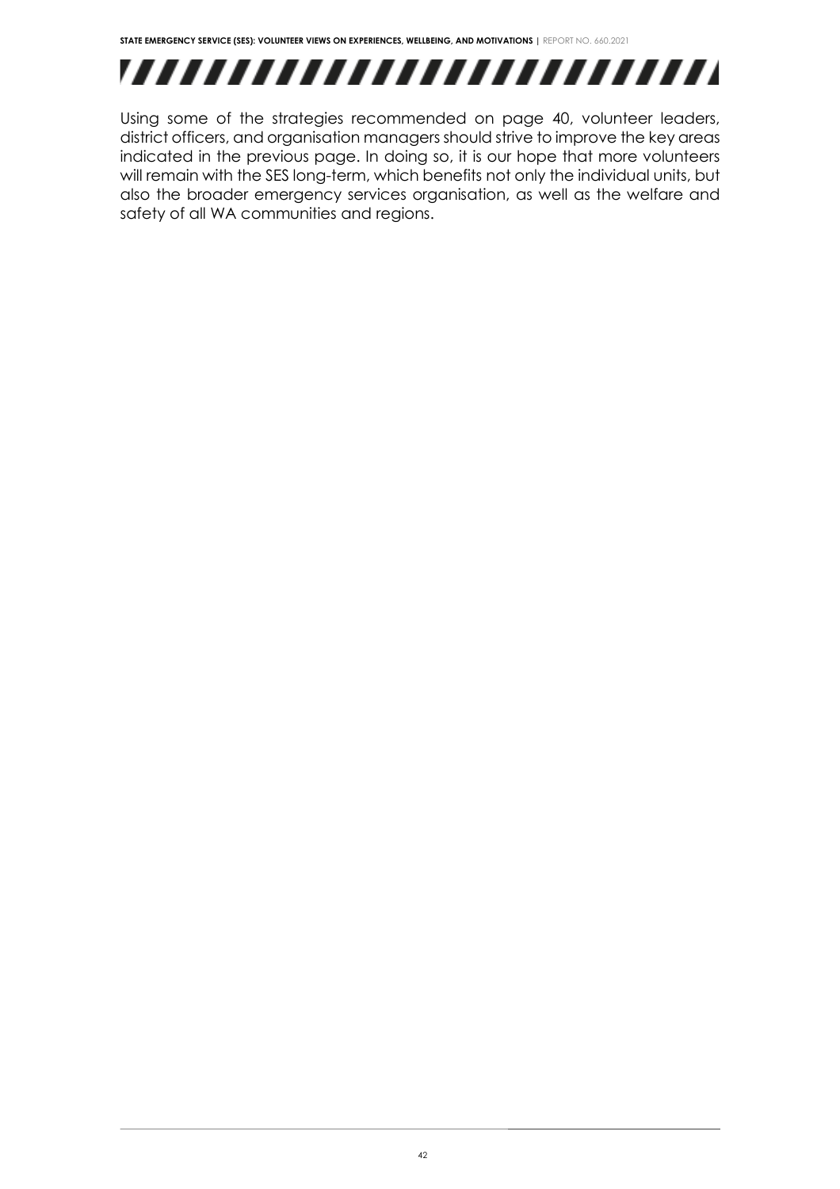Using some of the strategies recommended on page 40, volunteer leaders, district officers, and organisation managers should strive to improve the key areas indicated in the previous page. In doing so, it is our hope that more volunteers will remain with the SES long-term, which benefits not only the individual units, but also the broader emergency services organisation, as well as the welfare and safety of all WA communities and regions.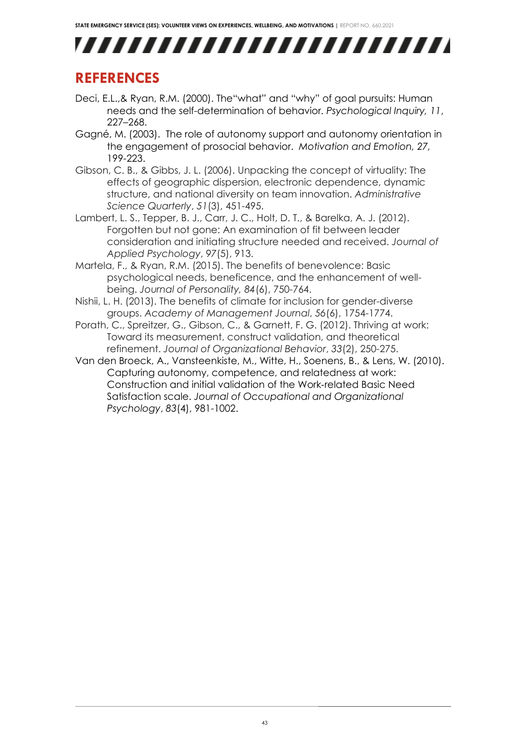## REFERENCES

Deci, E.L.,& Ryan, R.M. (2000). The"what" and "why" of goal pursuits: Human needs and the self-determination of behavior. *Psychological Inquiry, 11*, 227–268.

Gagné, M. (2003). The role of autonomy support and autonomy orientation in the engagement of prosocial behavior. *Motivation and Emotion, 27,* 199-223.

Gibson, C. B., & Gibbs, J. L. (2006). Unpacking the concept of virtuality: The effects of geographic dispersion, electronic dependence, dynamic structure, and national diversity on team innovation. *Administrative Science Quarterly*, *51*(3), 451-495.

Lambert, L. S., Tepper, B. J., Carr, J. C., Holt, D. T., & Barelka, A. J. (2012). Forgotten but not gone: An examination of fit between leader consideration and initiating structure needed and received. *Journal of Applied Psychology*, *97*(5), 913.

Martela, F., & Ryan, R.M. (2015). The benefits of benevolence: Basic psychological needs, beneficence, and the enhancement of well-being. *Journal of Personality, 84*(6), 750-764.

Nishii, L. H. (2013). The benefits of climate for inclusion for gender-diverse groups. *Academy of Management Journal*, *56*(6), 1754-1774.

Porath, C., Spreitzer, G., Gibson, C., & Garnett, F. G. (2012). Thriving at work: Toward its measurement, construct validation, and theoretical refinement. *Journal of Organizational Behavior*, *33*(2), 250-275.

Van den Broeck, A., Vansteenkiste, M., Witte, H., Soenens, B., & Lens, W. (2010). Capturing autonomy, competence, and relatedness at work: Construction and initial validation of the Work-related Basic Need Satisfaction scale. *Journal of Occupational and Organizational Psychology*, *83*(4), 981-1002.